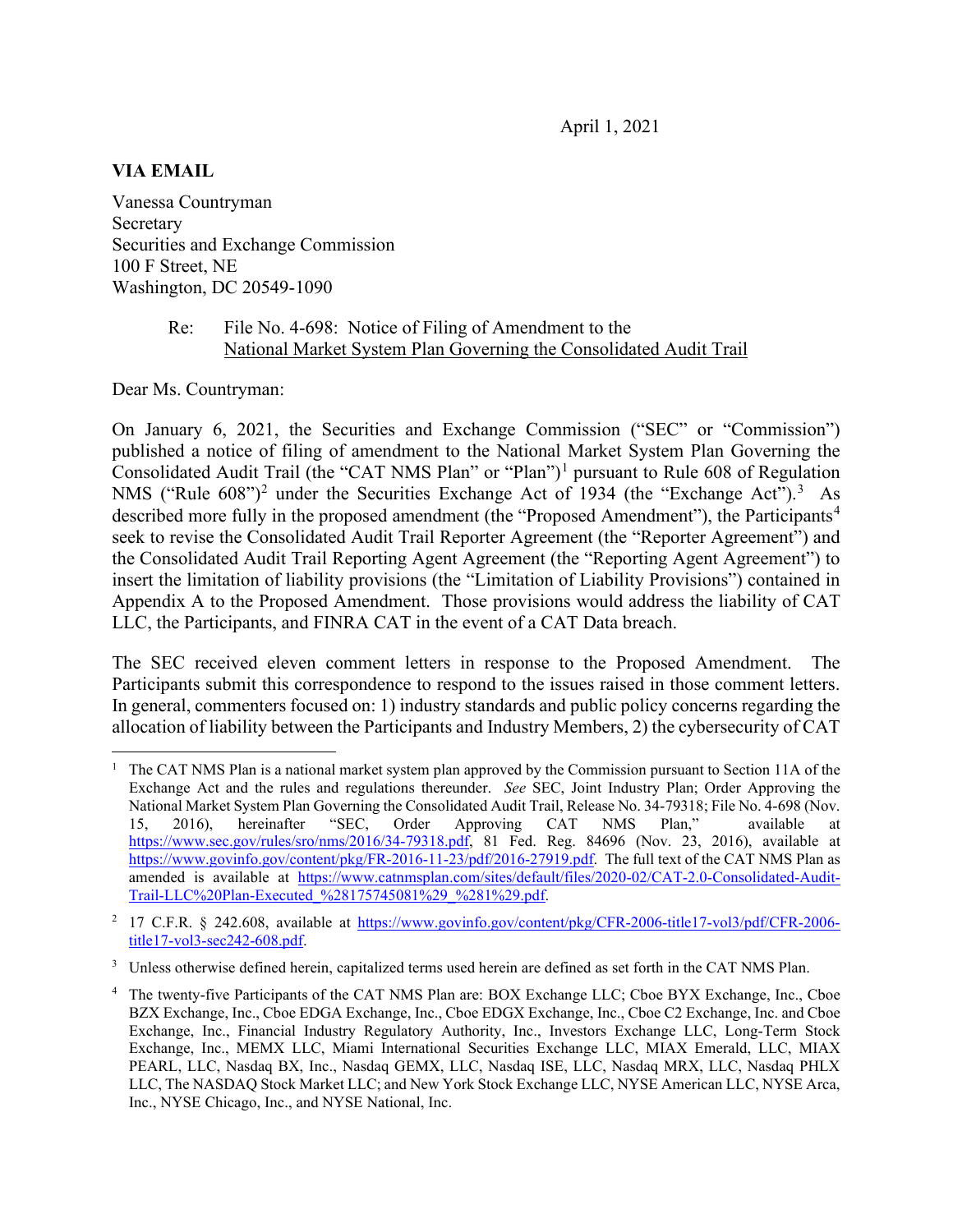April 1, 2021

**VIA EMAIL**

Vanessa Countryman
Secretary
Securities and Exchange Commission
100 F Street, NE
Washington, DC 20549-1090

Re: File No. 4-698: Notice of Filing of Amendment to the National Market System Plan Governing the Consolidated Audit Trail

Dear Ms. Countryman:

On January 6, 2021, the Securities and Exchange Commission ("SEC" or "Commission") published a notice of filing of amendment to the National Market System Plan Governing the Consolidated Audit Trail (the "CAT NMS Plan" or "Plan")[1] pursuant to Rule 608 of Regulation NMS ("Rule 608")[2] under the Securities Exchange Act of 1934 (the "Exchange Act").[3] As described more fully in the proposed amendment (the "Proposed Amendment"), the Participants[4] seek to revise the Consolidated Audit Trail Reporter Agreement (the "Reporter Agreement") and the Consolidated Audit Trail Reporting Agent Agreement (the "Reporting Agent Agreement") to insert the limitation of liability provisions (the "Limitation of Liability Provisions") contained in Appendix A to the Proposed Amendment. Those provisions would address the liability of CAT LLC, the Participants, and FINRA CAT in the event of a CAT Data breach.

The SEC received eleven comment letters in response to the Proposed Amendment. The Participants submit this correspondence to respond to the issues raised in those comment letters. In general, commenters focused on: 1) industry standards and public policy concerns regarding the allocation of liability between the Participants and Industry Members, 2) the cybersecurity of CAT

---

[1] The CAT NMS Plan is a national market system plan approved by the Commission pursuant to Section 11A of the Exchange Act and the rules and regulations thereunder. *See* SEC, Joint Industry Plan; Order Approving the National Market System Plan Governing the Consolidated Audit Trail, Release No. 34-79318; File No. 4-698 (Nov. 15, 2016), hereinafter "SEC, Order Approving CAT NMS Plan," available at https://www.sec.gov/rules/sro/nms/2016/34-79318.pdf, 81 Fed. Reg. 84696 (Nov. 23, 2016), available at https://www.govinfo.gov/content/pkg/FR-2016-11-23/pdf/2016-27919.pdf. The full text of the CAT NMS Plan as amended is available at https://www.catnmsplan.com/sites/default/files/2020-02/CAT-2.0-Consolidated-Audit-Trail-LLC%20Plan-Executed_%28175745081%29_%281%29.pdf.

[2] 17 C.F.R. § 242.608, available at https://www.govinfo.gov/content/pkg/CFR-2006-title17-vol3/pdf/CFR-2006-title17-vol3-sec242-608.pdf.

[3] Unless otherwise defined herein, capitalized terms used herein are defined as set forth in the CAT NMS Plan.

[4] The twenty-five Participants of the CAT NMS Plan are: BOX Exchange LLC; Cboe BYX Exchange, Inc., Cboe BZX Exchange, Inc., Cboe EDGA Exchange, Inc., Cboe EDGX Exchange, Inc., Cboe C2 Exchange, Inc. and Cboe Exchange, Inc., Financial Industry Regulatory Authority, Inc., Investors Exchange LLC, Long-Term Stock Exchange, Inc., MEMX LLC, Miami International Securities Exchange LLC, MIAX Emerald, LLC, MIAX PEARL, LLC, Nasdaq BX, Inc., Nasdaq GEMX, LLC, Nasdaq ISE, LLC, Nasdaq MRX, LLC, Nasdaq PHLX LLC, The NASDAQ Stock Market LLC; and New York Stock Exchange LLC, NYSE American LLC, NYSE Arca, Inc., NYSE Chicago, Inc., and NYSE National, Inc.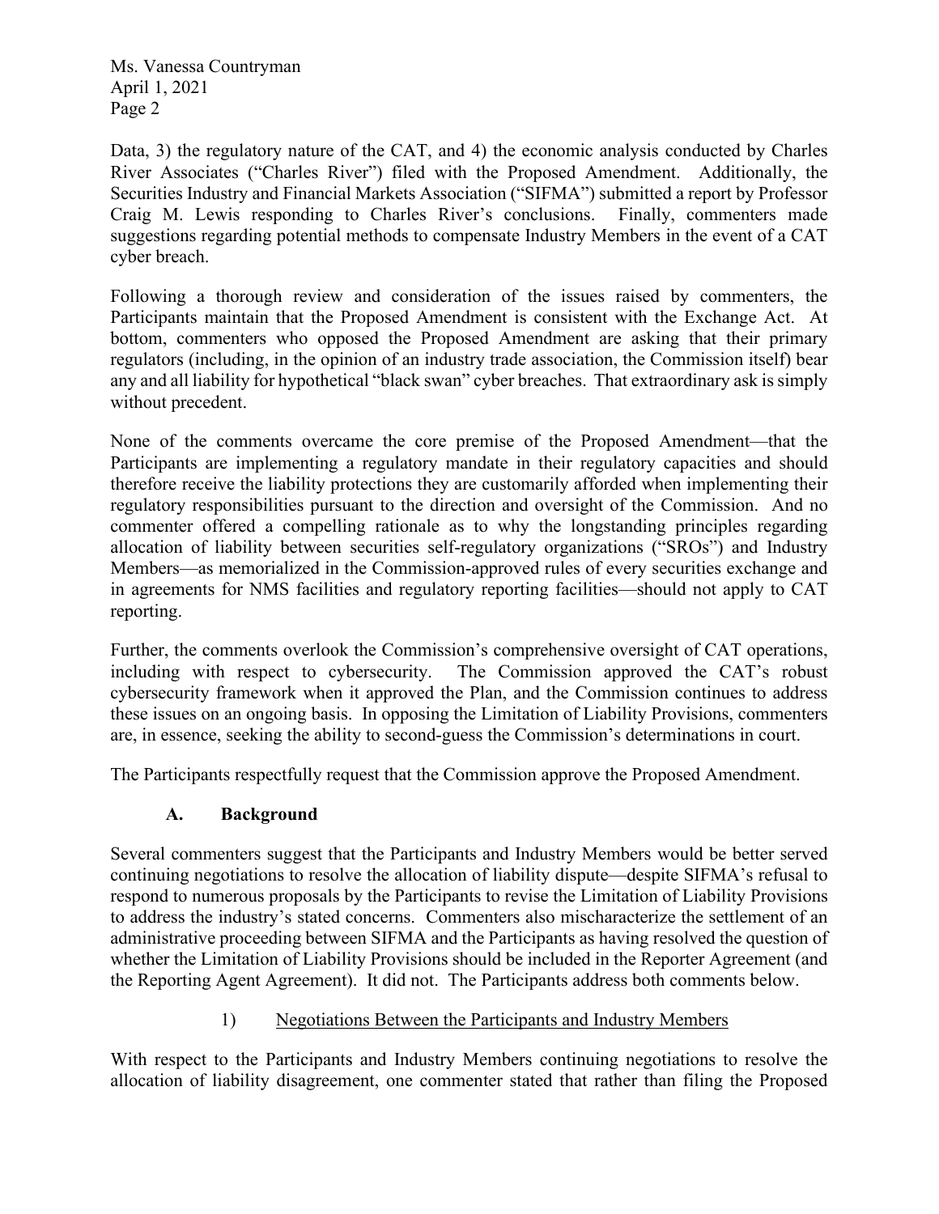Data, 3) the regulatory nature of the CAT, and 4) the economic analysis conducted by Charles River Associates ("Charles River") filed with the Proposed Amendment. Additionally, the Securities Industry and Financial Markets Association ("SIFMA") submitted a report by Professor Craig M. Lewis responding to Charles River's conclusions. Finally, commenters made suggestions regarding potential methods to compensate Industry Members in the event of a CAT cyber breach.

Following a thorough review and consideration of the issues raised by commenters, the Participants maintain that the Proposed Amendment is consistent with the Exchange Act. At bottom, commenters who opposed the Proposed Amendment are asking that their primary regulators (including, in the opinion of an industry trade association, the Commission itself) bear any and all liability for hypothetical "black swan" cyber breaches. That extraordinary ask is simply without precedent.

None of the comments overcame the core premise of the Proposed Amendment—that the Participants are implementing a regulatory mandate in their regulatory capacities and should therefore receive the liability protections they are customarily afforded when implementing their regulatory responsibilities pursuant to the direction and oversight of the Commission. And no commenter offered a compelling rationale as to why the longstanding principles regarding allocation of liability between securities self-regulatory organizations ("SROs") and Industry Members—as memorialized in the Commission-approved rules of every securities exchange and in agreements for NMS facilities and regulatory reporting facilities—should not apply to CAT reporting.

Further, the comments overlook the Commission's comprehensive oversight of CAT operations, including with respect to cybersecurity. The Commission approved the CAT's robust cybersecurity framework when it approved the Plan, and the Commission continues to address these issues on an ongoing basis. In opposing the Limitation of Liability Provisions, commenters are, in essence, seeking the ability to second-guess the Commission's determinations in court.

The Participants respectfully request that the Commission approve the Proposed Amendment.

## A. Background

Several commenters suggest that the Participants and Industry Members would be better served continuing negotiations to resolve the allocation of liability dispute—despite SIFMA's refusal to respond to numerous proposals by the Participants to revise the Limitation of Liability Provisions to address the industry's stated concerns. Commenters also mischaracterize the settlement of an administrative proceeding between SIFMA and the Participants as having resolved the question of whether the Limitation of Liability Provisions should be included in the Reporter Agreement (and the Reporting Agent Agreement). It did not. The Participants address both comments below.

### 1) Negotiations Between the Participants and Industry Members

With respect to the Participants and Industry Members continuing negotiations to resolve the allocation of liability disagreement, one commenter stated that rather than filing the Proposed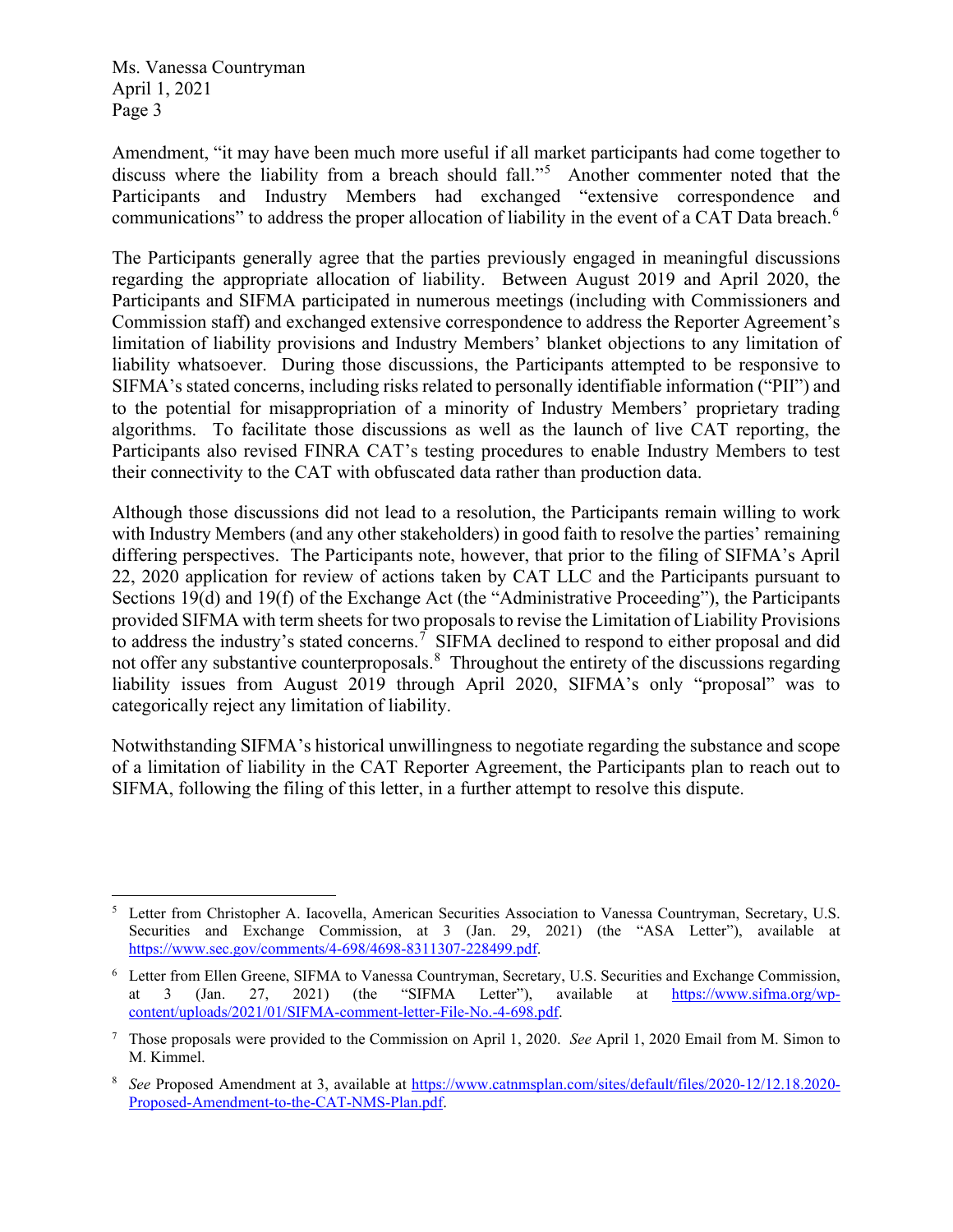Amendment, "it may have been much more useful if all market participants had come together to discuss where the liability from a breach should fall."[5] Another commenter noted that the Participants and Industry Members had exchanged "extensive correspondence and communications" to address the proper allocation of liability in the event of a CAT Data breach.[6]

The Participants generally agree that the parties previously engaged in meaningful discussions regarding the appropriate allocation of liability. Between August 2019 and April 2020, the Participants and SIFMA participated in numerous meetings (including with Commissioners and Commission staff) and exchanged extensive correspondence to address the Reporter Agreement's limitation of liability provisions and Industry Members' blanket objections to any limitation of liability whatsoever. During those discussions, the Participants attempted to be responsive to SIFMA's stated concerns, including risks related to personally identifiable information ("PII") and to the potential for misappropriation of a minority of Industry Members' proprietary trading algorithms. To facilitate those discussions as well as the launch of live CAT reporting, the Participants also revised FINRA CAT's testing procedures to enable Industry Members to test their connectivity to the CAT with obfuscated data rather than production data.

Although those discussions did not lead to a resolution, the Participants remain willing to work with Industry Members (and any other stakeholders) in good faith to resolve the parties' remaining differing perspectives. The Participants note, however, that prior to the filing of SIFMA's April 22, 2020 application for review of actions taken by CAT LLC and the Participants pursuant to Sections 19(d) and 19(f) of the Exchange Act (the "Administrative Proceeding"), the Participants provided SIFMA with term sheets for two proposals to revise the Limitation of Liability Provisions to address the industry's stated concerns.[7] SIFMA declined to respond to either proposal and did not offer any substantive counterproposals.[8] Throughout the entirety of the discussions regarding liability issues from August 2019 through April 2020, SIFMA's only "proposal" was to categorically reject any limitation of liability.

Notwithstanding SIFMA's historical unwillingness to negotiate regarding the substance and scope of a limitation of liability in the CAT Reporter Agreement, the Participants plan to reach out to SIFMA, following the filing of this letter, in a further attempt to resolve this dispute.

---

[5] Letter from Christopher A. Iacovella, American Securities Association to Vanessa Countryman, Secretary, U.S. Securities and Exchange Commission, at 3 (Jan. 29, 2021) (the "ASA Letter"), available at https://www.sec.gov/comments/4-698/4698-8311307-228499.pdf.

[6] Letter from Ellen Greene, SIFMA to Vanessa Countryman, Secretary, U.S. Securities and Exchange Commission, at 3 (Jan. 27, 2021) (the "SIFMA Letter"), available at https://www.sifma.org/wp-content/uploads/2021/01/SIFMA-comment-letter-File-No.-4-698.pdf.

[7] Those proposals were provided to the Commission on April 1, 2020. *See* April 1, 2020 Email from M. Simon to M. Kimmel.

[8] *See* Proposed Amendment at 3, available at https://www.catnmsplan.com/sites/default/files/2020-12/12.18.2020-Proposed-Amendment-to-the-CAT-NMS-Plan.pdf.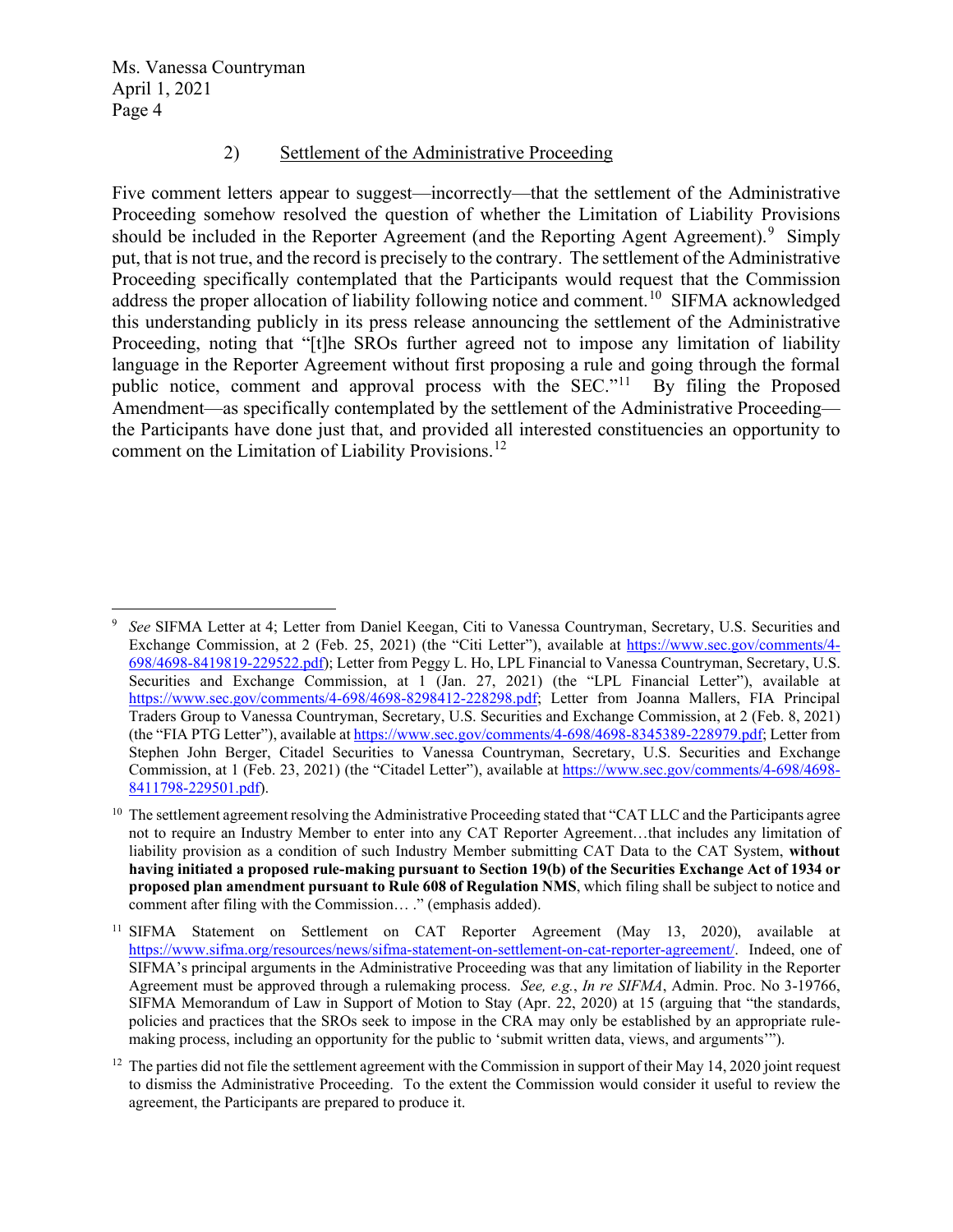## 2) Settlement of the Administrative Proceeding

Five comment letters appear to suggest—incorrectly—that the settlement of the Administrative Proceeding somehow resolved the question of whether the Limitation of Liability Provisions should be included in the Reporter Agreement (and the Reporting Agent Agreement).[9] Simply put, that is not true, and the record is precisely to the contrary. The settlement of the Administrative Proceeding specifically contemplated that the Participants would request that the Commission address the proper allocation of liability following notice and comment.[10] SIFMA acknowledged this understanding publicly in its press release announcing the settlement of the Administrative Proceeding, noting that "[t]he SROs further agreed not to impose any limitation of liability language in the Reporter Agreement without first proposing a rule and going through the formal public notice, comment and approval process with the SEC."[11] By filing the Proposed Amendment—as specifically contemplated by the settlement of the Administrative Proceeding—the Participants have done just that, and provided all interested constituencies an opportunity to comment on the Limitation of Liability Provisions.[12]

---

[9] *See* SIFMA Letter at 4; Letter from Daniel Keegan, Citi to Vanessa Countryman, Secretary, U.S. Securities and Exchange Commission, at 2 (Feb. 25, 2021) (the "Citi Letter"), available at https://www.sec.gov/comments/4-698/4698-8419819-229522.pdf); Letter from Peggy L. Ho, LPL Financial to Vanessa Countryman, Secretary, U.S. Securities and Exchange Commission, at 1 (Jan. 27, 2021) (the "LPL Financial Letter"), available at https://www.sec.gov/comments/4-698/4698-8298412-228298.pdf; Letter from Joanna Mallers, FIA Principal Traders Group to Vanessa Countryman, Secretary, U.S. Securities and Exchange Commission, at 2 (Feb. 8, 2021) (the "FIA PTG Letter"), available at https://www.sec.gov/comments/4-698/4698-8345389-228979.pdf; Letter from Stephen John Berger, Citadel Securities to Vanessa Countryman, Secretary, U.S. Securities and Exchange Commission, at 1 (Feb. 23, 2021) (the "Citadel Letter"), available at https://www.sec.gov/comments/4-698/4698-8411798-229501.pdf).

[10] The settlement agreement resolving the Administrative Proceeding stated that "CAT LLC and the Participants agree not to require an Industry Member to enter into any CAT Reporter Agreement…that includes any limitation of liability provision as a condition of such Industry Member submitting CAT Data to the CAT System, **without having initiated a proposed rule-making pursuant to Section 19(b) of the Securities Exchange Act of 1934 or proposed plan amendment pursuant to Rule 608 of Regulation NMS**, which filing shall be subject to notice and comment after filing with the Commission… ." (emphasis added).

[11] SIFMA Statement on Settlement on CAT Reporter Agreement (May 13, 2020), available at https://www.sifma.org/resources/news/sifma-statement-on-settlement-on-cat-reporter-agreement/. Indeed, one of SIFMA's principal arguments in the Administrative Proceeding was that any limitation of liability in the Reporter Agreement must be approved through a rulemaking process. *See, e.g.*, *In re SIFMA*, Admin. Proc. No 3-19766, SIFMA Memorandum of Law in Support of Motion to Stay (Apr. 22, 2020) at 15 (arguing that "the standards, policies and practices that the SROs seek to impose in the CRA may only be established by an appropriate rule-making process, including an opportunity for the public to 'submit written data, views, and arguments'").

[12] The parties did not file the settlement agreement with the Commission in support of their May 14, 2020 joint request to dismiss the Administrative Proceeding. To the extent the Commission would consider it useful to review the agreement, the Participants are prepared to produce it.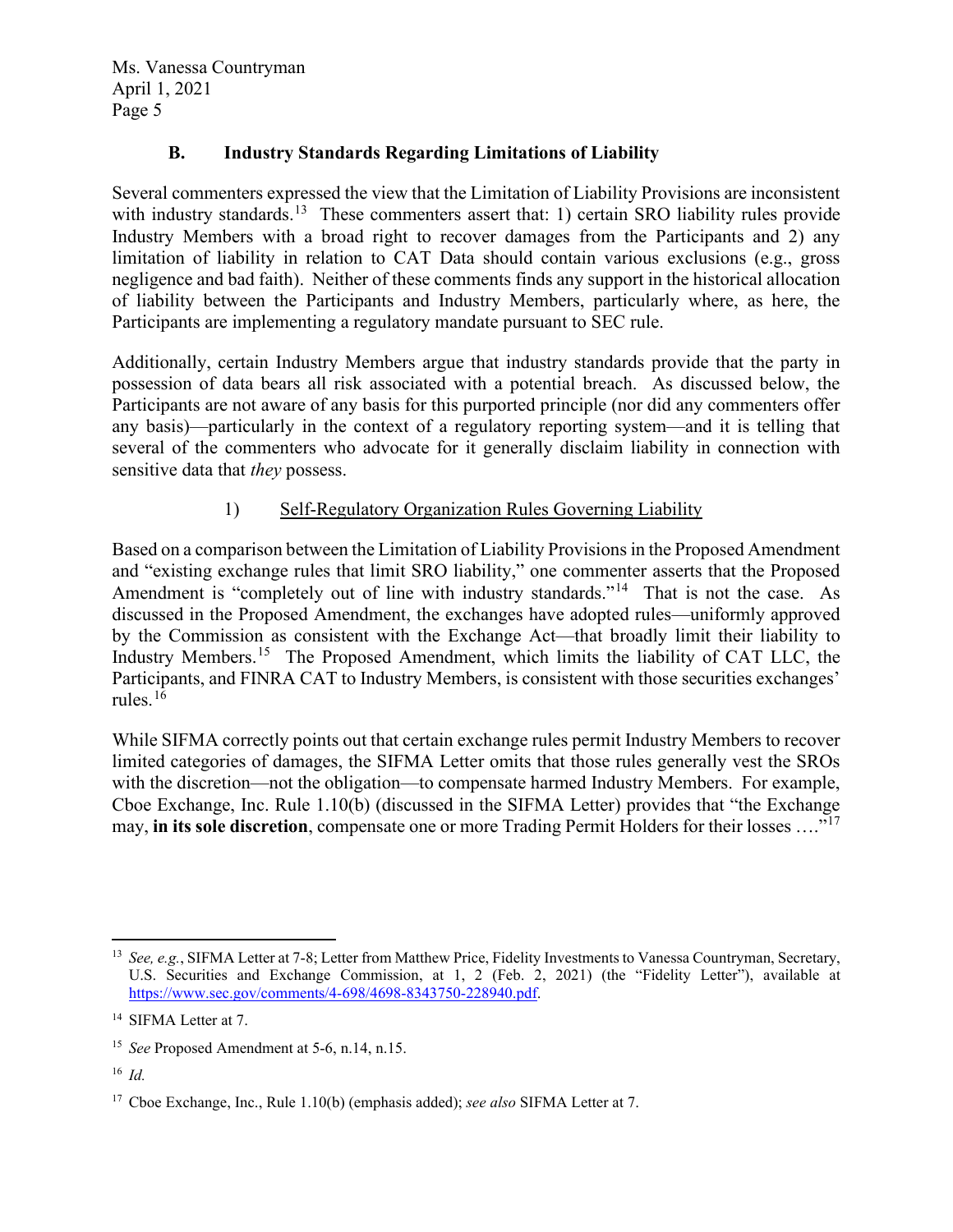### B. Industry Standards Regarding Limitations of Liability

Several commenters expressed the view that the Limitation of Liability Provisions are inconsistent with industry standards.[13] These commenters assert that: 1) certain SRO liability rules provide Industry Members with a broad right to recover damages from the Participants and 2) any limitation of liability in relation to CAT Data should contain various exclusions (e.g., gross negligence and bad faith). Neither of these comments finds any support in the historical allocation of liability between the Participants and Industry Members, particularly where, as here, the Participants are implementing a regulatory mandate pursuant to SEC rule.

Additionally, certain Industry Members argue that industry standards provide that the party in possession of data bears all risk associated with a potential breach. As discussed below, the Participants are not aware of any basis for this purported principle (nor did any commenters offer any basis)—particularly in the context of a regulatory reporting system—and it is telling that several of the commenters who advocate for it generally disclaim liability in connection with sensitive data that *they* possess.

#### 1) Self-Regulatory Organization Rules Governing Liability

Based on a comparison between the Limitation of Liability Provisions in the Proposed Amendment and "existing exchange rules that limit SRO liability," one commenter asserts that the Proposed Amendment is "completely out of line with industry standards."[14] That is not the case. As discussed in the Proposed Amendment, the exchanges have adopted rules—uniformly approved by the Commission as consistent with the Exchange Act—that broadly limit their liability to Industry Members.[15] The Proposed Amendment, which limits the liability of CAT LLC, the Participants, and FINRA CAT to Industry Members, is consistent with those securities exchanges' rules.[16]

While SIFMA correctly points out that certain exchange rules permit Industry Members to recover limited categories of damages, the SIFMA Letter omits that those rules generally vest the SROs with the discretion—not the obligation—to compensate harmed Industry Members. For example, Cboe Exchange, Inc. Rule 1.10(b) (discussed in the SIFMA Letter) provides that "the Exchange may, **in its sole discretion**, compensate one or more Trading Permit Holders for their losses …."[17]

---

[13] *See, e.g.*, SIFMA Letter at 7-8; Letter from Matthew Price, Fidelity Investments to Vanessa Countryman, Secretary, U.S. Securities and Exchange Commission, at 1, 2 (Feb. 2, 2021) (the "Fidelity Letter"), available at https://www.sec.gov/comments/4-698/4698-8343750-228940.pdf.

[14] SIFMA Letter at 7.

[15] *See* Proposed Amendment at 5-6, n.14, n.15.

[16] *Id.*

[17] Cboe Exchange, Inc., Rule 1.10(b) (emphasis added); *see also* SIFMA Letter at 7.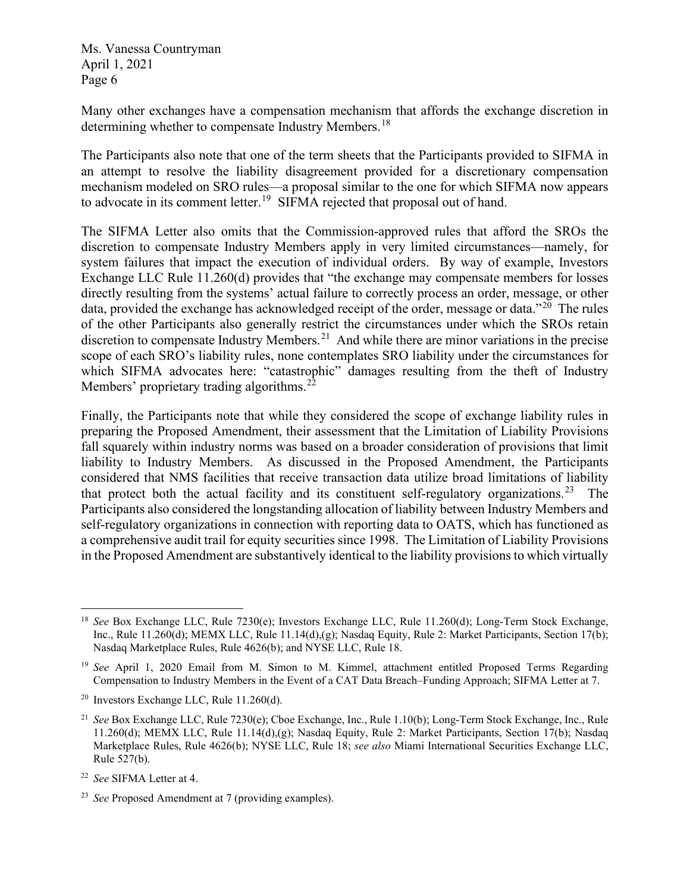Many other exchanges have a compensation mechanism that affords the exchange discretion in determining whether to compensate Industry Members.[18]

The Participants also note that one of the term sheets that the Participants provided to SIFMA in an attempt to resolve the liability disagreement provided for a discretionary compensation mechanism modeled on SRO rules—a proposal similar to the one for which SIFMA now appears to advocate in its comment letter.[19] SIFMA rejected that proposal out of hand.

The SIFMA Letter also omits that the Commission-approved rules that afford the SROs the discretion to compensate Industry Members apply in very limited circumstances—namely, for system failures that impact the execution of individual orders. By way of example, Investors Exchange LLC Rule 11.260(d) provides that "the exchange may compensate members for losses directly resulting from the systems' actual failure to correctly process an order, message, or other data, provided the exchange has acknowledged receipt of the order, message or data."[20] The rules of the other Participants also generally restrict the circumstances under which the SROs retain discretion to compensate Industry Members.[21] And while there are minor variations in the precise scope of each SRO's liability rules, none contemplates SRO liability under the circumstances for which SIFMA advocates here: "catastrophic" damages resulting from the theft of Industry Members' proprietary trading algorithms.[22]

Finally, the Participants note that while they considered the scope of exchange liability rules in preparing the Proposed Amendment, their assessment that the Limitation of Liability Provisions fall squarely within industry norms was based on a broader consideration of provisions that limit liability to Industry Members. As discussed in the Proposed Amendment, the Participants considered that NMS facilities that receive transaction data utilize broad limitations of liability that protect both the actual facility and its constituent self-regulatory organizations.[23] The Participants also considered the longstanding allocation of liability between Industry Members and self-regulatory organizations in connection with reporting data to OATS, which has functioned as a comprehensive audit trail for equity securities since 1998. The Limitation of Liability Provisions in the Proposed Amendment are substantively identical to the liability provisions to which virtually

---

[18] *See* Box Exchange LLC, Rule 7230(e); Investors Exchange LLC, Rule 11.260(d); Long-Term Stock Exchange, Inc., Rule 11.260(d); MEMX LLC, Rule 11.14(d),(g); Nasdaq Equity, Rule 2: Market Participants, Section 17(b); Nasdaq Marketplace Rules, Rule 4626(b); and NYSE LLC, Rule 18.

[19] *See* April 1, 2020 Email from M. Simon to M. Kimmel, attachment entitled Proposed Terms Regarding Compensation to Industry Members in the Event of a CAT Data Breach–Funding Approach; SIFMA Letter at 7.

[20] Investors Exchange LLC, Rule 11.260(d).

[21] *See* Box Exchange LLC, Rule 7230(e); Cboe Exchange, Inc., Rule 1.10(b); Long-Term Stock Exchange, Inc., Rule 11.260(d); MEMX LLC, Rule 11.14(d),(g); Nasdaq Equity, Rule 2: Market Participants, Section 17(b); Nasdaq Marketplace Rules, Rule 4626(b); NYSE LLC, Rule 18; *see also* Miami International Securities Exchange LLC, Rule 527(b).

[22] *See* SIFMA Letter at 4.

[23] *See* Proposed Amendment at 7 (providing examples).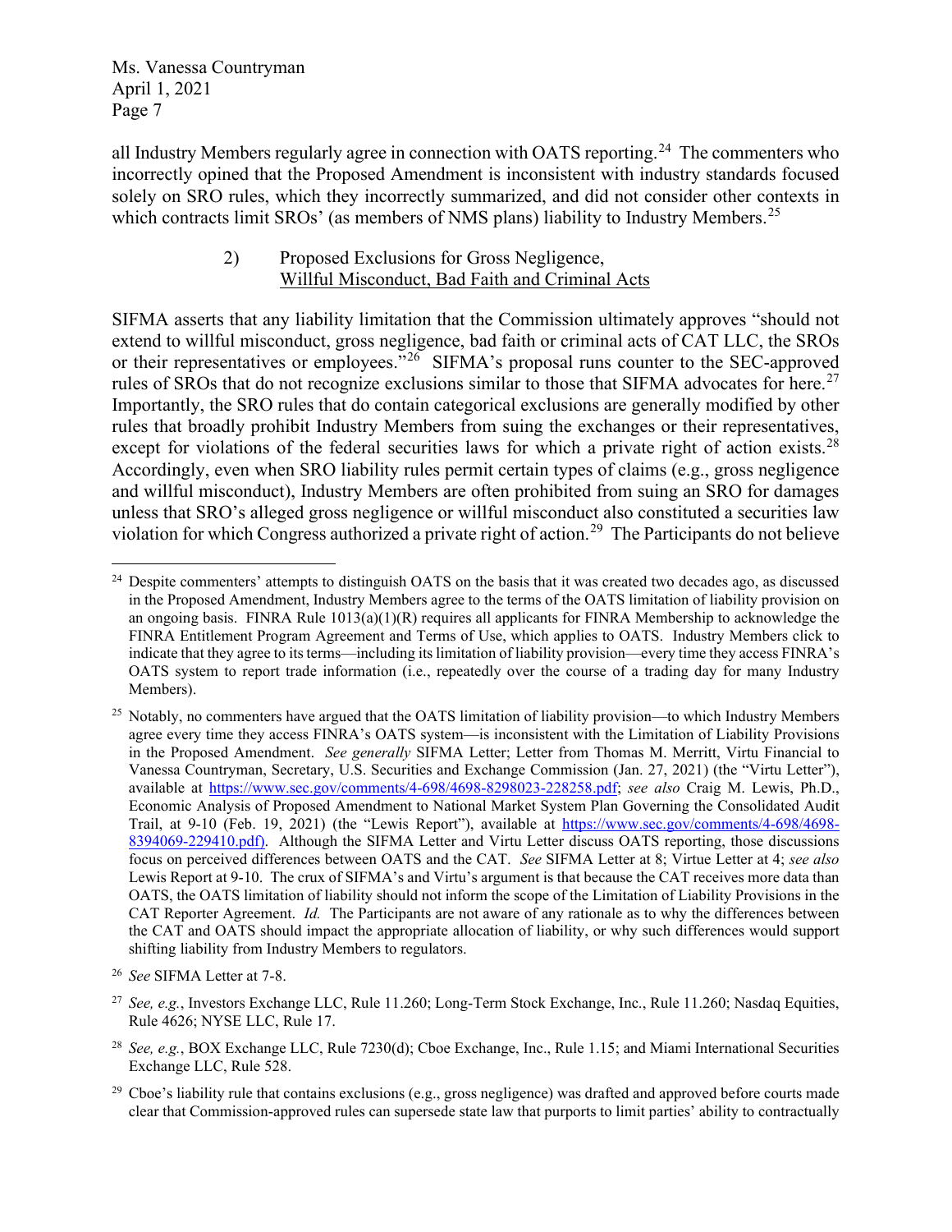all Industry Members regularly agree in connection with OATS reporting.[24] The commenters who incorrectly opined that the Proposed Amendment is inconsistent with industry standards focused solely on SRO rules, which they incorrectly summarized, and did not consider other contexts in which contracts limit SROs' (as members of NMS plans) liability to Industry Members.[25]

2) Proposed Exclusions for Gross Negligence, Willful Misconduct, Bad Faith and Criminal Acts

SIFMA asserts that any liability limitation that the Commission ultimately approves "should not extend to willful misconduct, gross negligence, bad faith or criminal acts of CAT LLC, the SROs or their representatives or employees."[26] SIFMA's proposal runs counter to the SEC-approved rules of SROs that do not recognize exclusions similar to those that SIFMA advocates for here.[27] Importantly, the SRO rules that do contain categorical exclusions are generally modified by other rules that broadly prohibit Industry Members from suing the exchanges or their representatives, except for violations of the federal securities laws for which a private right of action exists.[28] Accordingly, even when SRO liability rules permit certain types of claims (e.g., gross negligence and willful misconduct), Industry Members are often prohibited from suing an SRO for damages unless that SRO's alleged gross negligence or willful misconduct also constituted a securities law violation for which Congress authorized a private right of action.[29] The Participants do not believe

---

[24] Despite commenters' attempts to distinguish OATS on the basis that it was created two decades ago, as discussed in the Proposed Amendment, Industry Members agree to the terms of the OATS limitation of liability provision on an ongoing basis. FINRA Rule 1013(a)(1)(R) requires all applicants for FINRA Membership to acknowledge the FINRA Entitlement Program Agreement and Terms of Use, which applies to OATS. Industry Members click to indicate that they agree to its terms—including its limitation of liability provision—every time they access FINRA's OATS system to report trade information (i.e., repeatedly over the course of a trading day for many Industry Members).

[25] Notably, no commenters have argued that the OATS limitation of liability provision—to which Industry Members agree every time they access FINRA's OATS system—is inconsistent with the Limitation of Liability Provisions in the Proposed Amendment. *See generally* SIFMA Letter; Letter from Thomas M. Merritt, Virtu Financial to Vanessa Countryman, Secretary, U.S. Securities and Exchange Commission (Jan. 27, 2021) (the "Virtu Letter"), available at https://www.sec.gov/comments/4-698/4698-8298023-228258.pdf; *see also* Craig M. Lewis, Ph.D., Economic Analysis of Proposed Amendment to National Market System Plan Governing the Consolidated Audit Trail, at 9-10 (Feb. 19, 2021) (the "Lewis Report"), available at https://www.sec.gov/comments/4-698/4698-8394069-229410.pdf). Although the SIFMA Letter and Virtu Letter discuss OATS reporting, those discussions focus on perceived differences between OATS and the CAT. *See* SIFMA Letter at 8; Virtue Letter at 4; *see also* Lewis Report at 9-10. The crux of SIFMA's and Virtu's argument is that because the CAT receives more data than OATS, the OATS limitation of liability should not inform the scope of the Limitation of Liability Provisions in the CAT Reporter Agreement. *Id.* The Participants are not aware of any rationale as to why the differences between the CAT and OATS should impact the appropriate allocation of liability, or why such differences would support shifting liability from Industry Members to regulators.

[26] *See* SIFMA Letter at 7-8.

[27] *See, e.g.*, Investors Exchange LLC, Rule 11.260; Long-Term Stock Exchange, Inc., Rule 11.260; Nasdaq Equities, Rule 4626; NYSE LLC, Rule 17.

[28] *See, e.g.*, BOX Exchange LLC, Rule 7230(d); Cboe Exchange, Inc., Rule 1.15; and Miami International Securities Exchange LLC, Rule 528.

[29] Cboe's liability rule that contains exclusions (e.g., gross negligence) was drafted and approved before courts made clear that Commission-approved rules can supersede state law that purports to limit parties' ability to contractually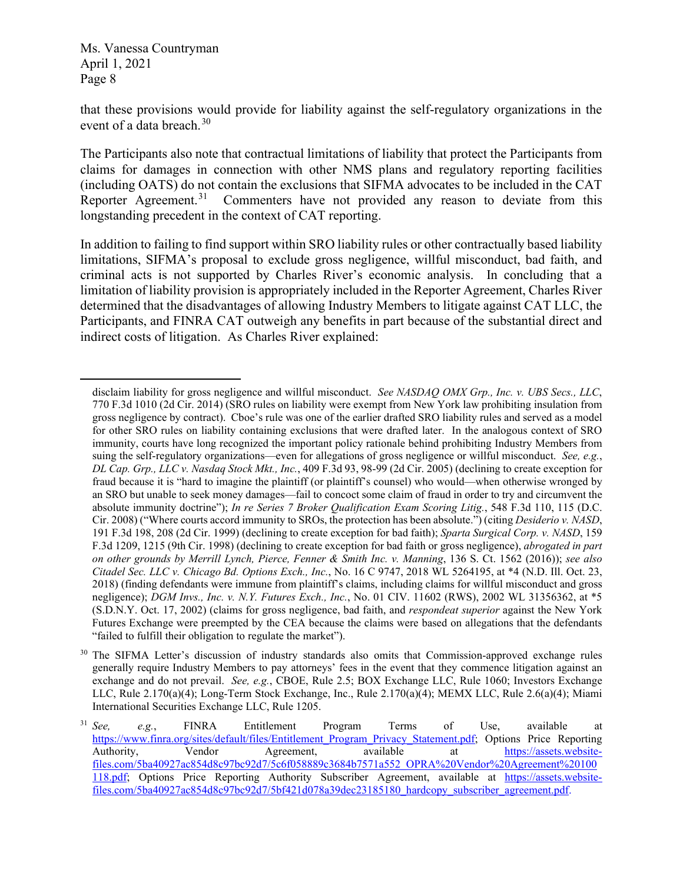that these provisions would provide for liability against the self-regulatory organizations in the event of a data breach.[30]

The Participants also note that contractual limitations of liability that protect the Participants from claims for damages in connection with other NMS plans and regulatory reporting facilities (including OATS) do not contain the exclusions that SIFMA advocates to be included in the CAT Reporter Agreement.[31] Commenters have not provided any reason to deviate from this longstanding precedent in the context of CAT reporting.

In addition to failing to find support within SRO liability rules or other contractually based liability limitations, SIFMA's proposal to exclude gross negligence, willful misconduct, bad faith, and criminal acts is not supported by Charles River's economic analysis. In concluding that a limitation of liability provision is appropriately included in the Reporter Agreement, Charles River determined that the disadvantages of allowing Industry Members to litigate against CAT LLC, the Participants, and FINRA CAT outweigh any benefits in part because of the substantial direct and indirect costs of litigation. As Charles River explained:

---

disclaim liability for gross negligence and willful misconduct. *See NASDAQ OMX Grp., Inc. v. UBS Secs., LLC*, 770 F.3d 1010 (2d Cir. 2014) (SRO rules on liability were exempt from New York law prohibiting insulation from gross negligence by contract). Cboe's rule was one of the earlier drafted SRO liability rules and served as a model for other SRO rules on liability containing exclusions that were drafted later. In the analogous context of SRO immunity, courts have long recognized the important policy rationale behind prohibiting Industry Members from suing the self-regulatory organizations—even for allegations of gross negligence or willful misconduct. *See, e.g.*, *DL Cap. Grp., LLC v. Nasdaq Stock Mkt., Inc.*, 409 F.3d 93, 98-99 (2d Cir. 2005) (declining to create exception for fraud because it is "hard to imagine the plaintiff (or plaintiff's counsel) who would—when otherwise wronged by an SRO but unable to seek money damages—fail to concoct some claim of fraud in order to try and circumvent the absolute immunity doctrine"); *In re Series 7 Broker Qualification Exam Scoring Litig.*, 548 F.3d 110, 115 (D.C. Cir. 2008) ("Where courts accord immunity to SROs, the protection has been absolute.") (citing *Desiderio v. NASD*, 191 F.3d 198, 208 (2d Cir. 1999) (declining to create exception for bad faith); *Sparta Surgical Corp. v. NASD*, 159 F.3d 1209, 1215 (9th Cir. 1998) (declining to create exception for bad faith or gross negligence), *abrogated in part on other grounds by Merrill Lynch, Pierce, Fenner & Smith Inc. v. Manning*, 136 S. Ct. 1562 (2016)); *see also Citadel Sec. LLC v. Chicago Bd. Options Exch., Inc.*, No. 16 C 9747, 2018 WL 5264195, at *4 (N.D. Ill. Oct. 23, 2018) (finding defendants were immune from plaintiff's claims, including claims for willful misconduct and gross negligence); *DGM Invs., Inc. v. N.Y. Futures Exch., Inc.*, No. 01 CIV. 11602 (RWS), 2002 WL 31356362, at *5 (S.D.N.Y. Oct. 17, 2002) (claims for gross negligence, bad faith, and *respondeat superior* against the New York Futures Exchange were preempted by the CEA because the claims were based on allegations that the defendants "failed to fulfill their obligation to regulate the market").

[30] The SIFMA Letter's discussion of industry standards also omits that Commission-approved exchange rules generally require Industry Members to pay attorneys' fees in the event that they commence litigation against an exchange and do not prevail. *See, e.g.*, CBOE, Rule 2.5; BOX Exchange LLC, Rule 1060; Investors Exchange LLC, Rule 2.170(a)(4); Long-Term Stock Exchange, Inc., Rule 2.170(a)(4); MEMX LLC, Rule 2.6(a)(4); Miami International Securities Exchange LLC, Rule 1205.

[31] *See, e.g.*, FINRA Entitlement Program Terms of Use, available at https://www.finra.org/sites/default/files/Entitlement_Program_Privacy_Statement.pdf; Options Price Reporting Authority, Vendor Agreement, available at https://assets.website-files.com/5ba40927ac854d8c97bc92d7/5c6f058889c3684b7571a552_OPRA%20Vendor%20Agreement%20100118.pdf; Options Price Reporting Authority Subscriber Agreement, available at https://assets.website-files.com/5ba40927ac854d8c97bc92d7/5bf421d078a39dec23185180_hardcopy_subscriber_agreement.pdf.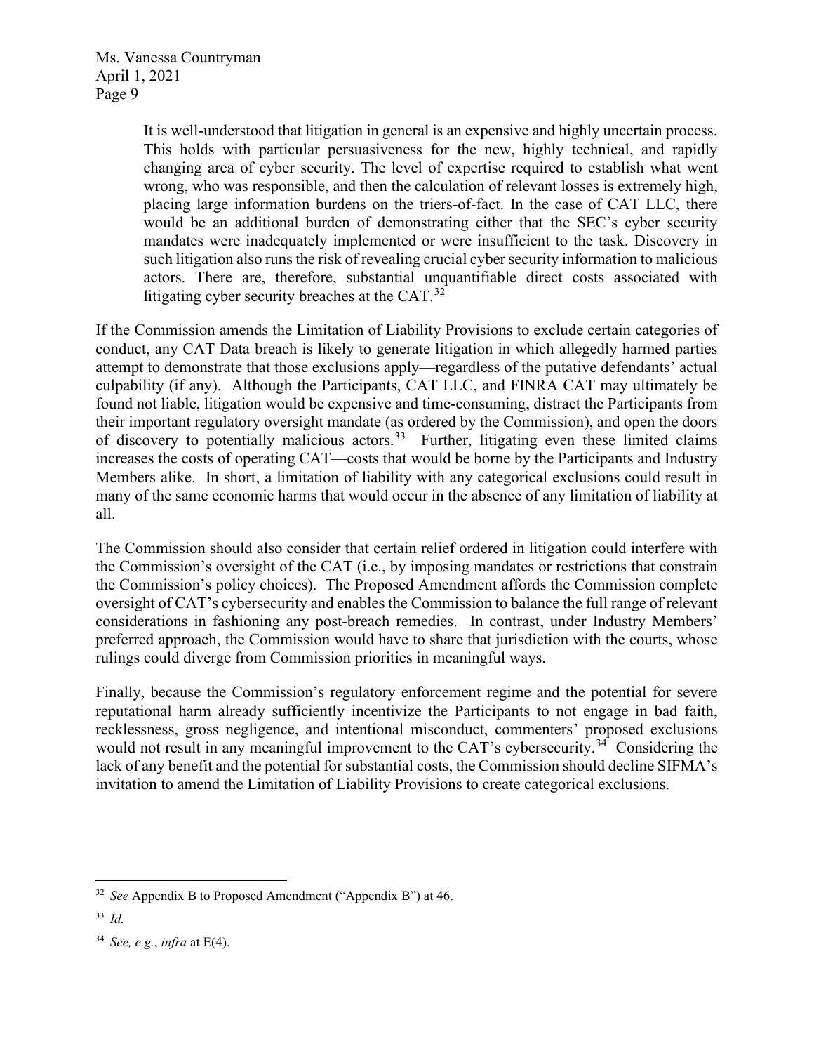> It is well-understood that litigation in general is an expensive and highly uncertain process. This holds with particular persuasiveness for the new, highly technical, and rapidly changing area of cyber security. The level of expertise required to establish what went wrong, who was responsible, and then the calculation of relevant losses is extremely high, placing large information burdens on the triers-of-fact. In the case of CAT LLC, there would be an additional burden of demonstrating either that the SEC's cyber security mandates were inadequately implemented or were insufficient to the task. Discovery in such litigation also runs the risk of revealing crucial cyber security information to malicious actors. There are, therefore, substantial unquantifiable direct costs associated with litigating cyber security breaches at the CAT.[32]

If the Commission amends the Limitation of Liability Provisions to exclude certain categories of conduct, any CAT Data breach is likely to generate litigation in which allegedly harmed parties attempt to demonstrate that those exclusions apply—regardless of the putative defendants' actual culpability (if any). Although the Participants, CAT LLC, and FINRA CAT may ultimately be found not liable, litigation would be expensive and time-consuming, distract the Participants from their important regulatory oversight mandate (as ordered by the Commission), and open the doors of discovery to potentially malicious actors.[33] Further, litigating even these limited claims increases the costs of operating CAT—costs that would be borne by the Participants and Industry Members alike. In short, a limitation of liability with any categorical exclusions could result in many of the same economic harms that would occur in the absence of any limitation of liability at all.

The Commission should also consider that certain relief ordered in litigation could interfere with the Commission's oversight of the CAT (i.e., by imposing mandates or restrictions that constrain the Commission's policy choices). The Proposed Amendment affords the Commission complete oversight of CAT's cybersecurity and enables the Commission to balance the full range of relevant considerations in fashioning any post-breach remedies. In contrast, under Industry Members' preferred approach, the Commission would have to share that jurisdiction with the courts, whose rulings could diverge from Commission priorities in meaningful ways.

Finally, because the Commission's regulatory enforcement regime and the potential for severe reputational harm already sufficiently incentivize the Participants to not engage in bad faith, recklessness, gross negligence, and intentional misconduct, commenters' proposed exclusions would not result in any meaningful improvement to the CAT's cybersecurity.[34] Considering the lack of any benefit and the potential for substantial costs, the Commission should decline SIFMA's invitation to amend the Limitation of Liability Provisions to create categorical exclusions.

---

[32] *See* Appendix B to Proposed Amendment ("Appendix B") at 46.

[33] *Id.*

[34] *See, e.g.*, *infra* at E(4).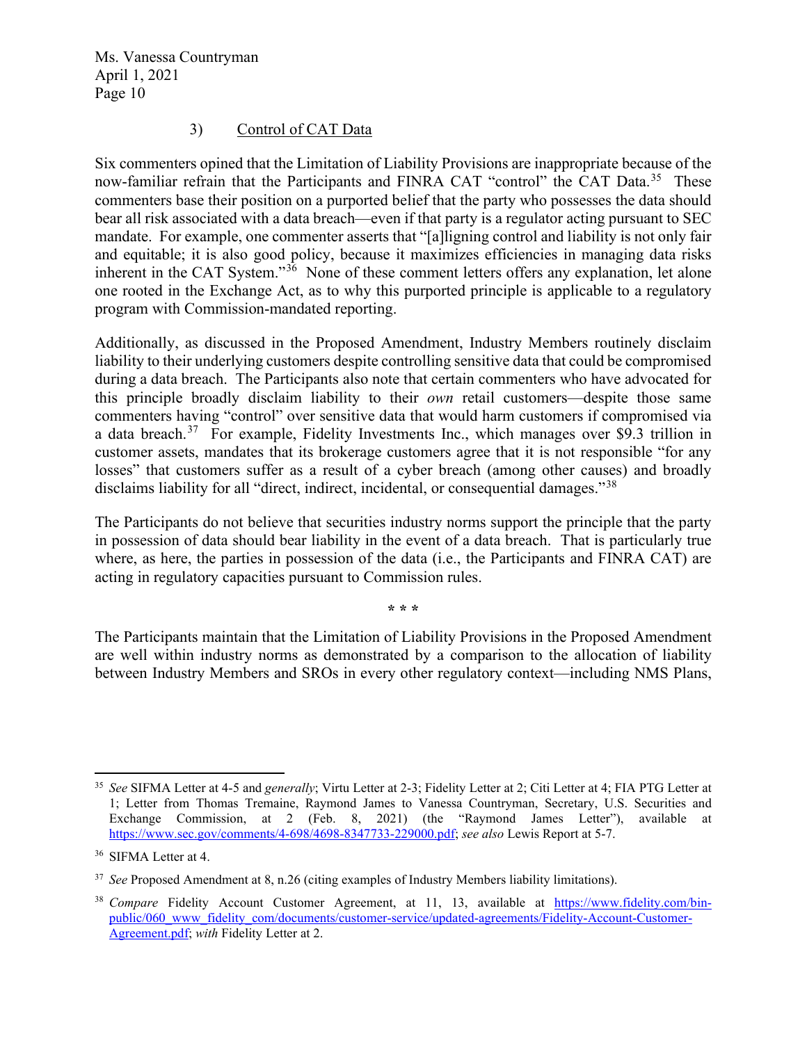### 3) Control of CAT Data

Six commenters opined that the Limitation of Liability Provisions are inappropriate because of the now-familiar refrain that the Participants and FINRA CAT "control" the CAT Data.[35] These commenters base their position on a purported belief that the party who possesses the data should bear all risk associated with a data breach—even if that party is a regulator acting pursuant to SEC mandate. For example, one commenter asserts that "[a]ligning control and liability is not only fair and equitable; it is also good policy, because it maximizes efficiencies in managing data risks inherent in the CAT System."[36] None of these comment letters offers any explanation, let alone one rooted in the Exchange Act, as to why this purported principle is applicable to a regulatory program with Commission-mandated reporting.

Additionally, as discussed in the Proposed Amendment, Industry Members routinely disclaim liability to their underlying customers despite controlling sensitive data that could be compromised during a data breach. The Participants also note that certain commenters who have advocated for this principle broadly disclaim liability to their *own* retail customers—despite those same commenters having "control" over sensitive data that would harm customers if compromised via a data breach.[37] For example, Fidelity Investments Inc., which manages over $9.3 trillion in customer assets, mandates that its brokerage customers agree that it is not responsible "for any losses" that customers suffer as a result of a cyber breach (among other causes) and broadly disclaims liability for all "direct, indirect, incidental, or consequential damages."[38]

The Participants do not believe that securities industry norms support the principle that the party in possession of data should bear liability in the event of a data breach. That is particularly true where, as here, the parties in possession of the data (i.e., the Participants and FINRA CAT) are acting in regulatory capacities pursuant to Commission rules.

\* \* \*

The Participants maintain that the Limitation of Liability Provisions in the Proposed Amendment are well within industry norms as demonstrated by a comparison to the allocation of liability between Industry Members and SROs in every other regulatory context—including NMS Plans,

---

[35] *See* SIFMA Letter at 4-5 and *generally*; Virtu Letter at 2-3; Fidelity Letter at 2; Citi Letter at 4; FIA PTG Letter at 1; Letter from Thomas Tremaine, Raymond James to Vanessa Countryman, Secretary, U.S. Securities and Exchange Commission, at 2 (Feb. 8, 2021) (the "Raymond James Letter"), available at https://www.sec.gov/comments/4-698/4698-8347733-229000.pdf; *see also* Lewis Report at 5-7.

[36] SIFMA Letter at 4.

[37] *See* Proposed Amendment at 8, n.26 (citing examples of Industry Members liability limitations).

[38] *Compare* Fidelity Account Customer Agreement, at 11, 13, available at https://www.fidelity.com/bin-public/060_www_fidelity_com/documents/customer-service/updated-agreements/Fidelity-Account-Customer-Agreement.pdf; *with* Fidelity Letter at 2.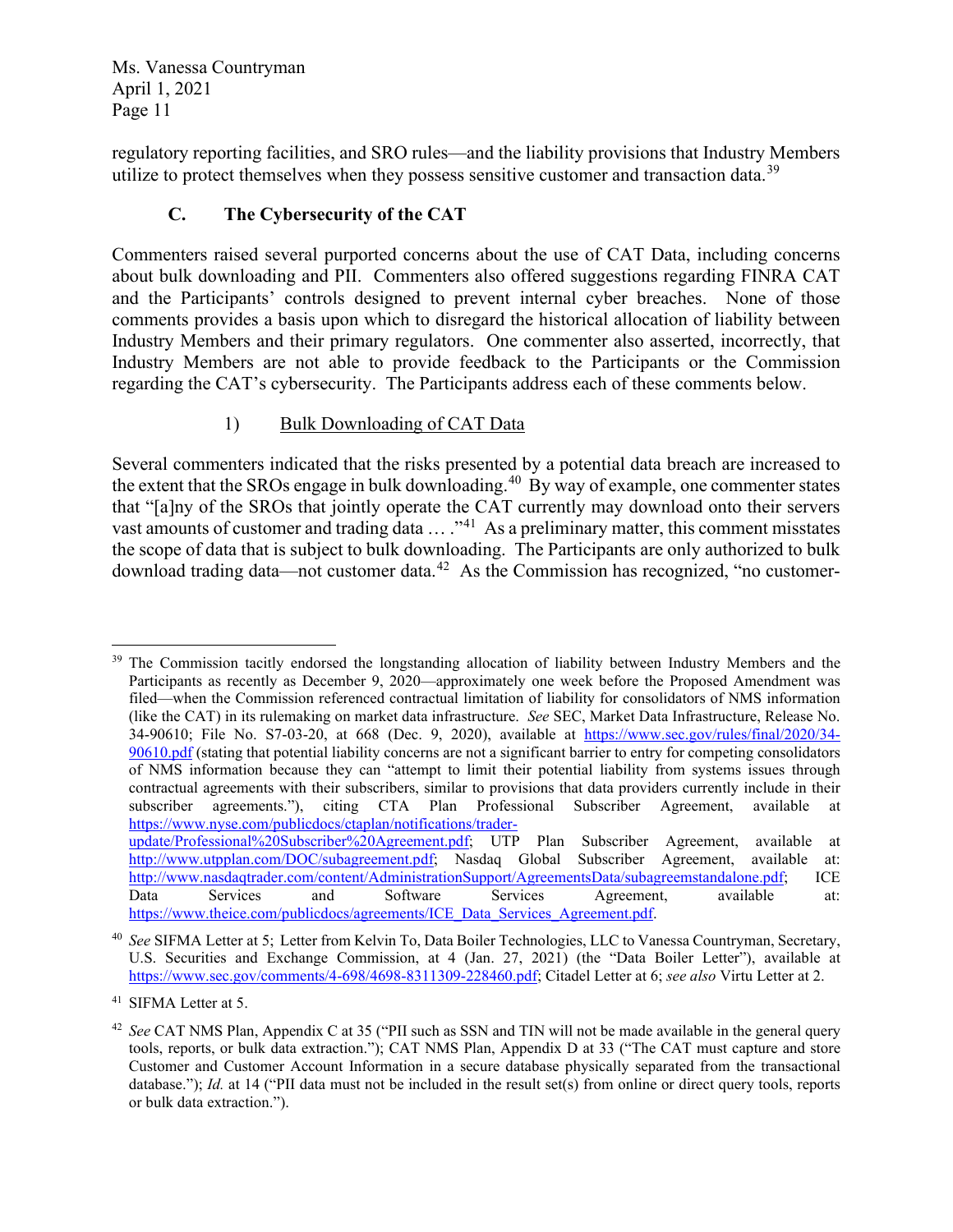regulatory reporting facilities, and SRO rules—and the liability provisions that Industry Members utilize to protect themselves when they possess sensitive customer and transaction data.[39]

### C. The Cybersecurity of the CAT

Commenters raised several purported concerns about the use of CAT Data, including concerns about bulk downloading and PII. Commenters also offered suggestions regarding FINRA CAT and the Participants' controls designed to prevent internal cyber breaches. None of those comments provides a basis upon which to disregard the historical allocation of liability between Industry Members and their primary regulators. One commenter also asserted, incorrectly, that Industry Members are not able to provide feedback to the Participants or the Commission regarding the CAT's cybersecurity. The Participants address each of these comments below.

#### 1) Bulk Downloading of CAT Data

Several commenters indicated that the risks presented by a potential data breach are increased to the extent that the SROs engage in bulk downloading.[40] By way of example, one commenter states that "[a]ny of the SROs that jointly operate the CAT currently may download onto their servers vast amounts of customer and trading data … ."[41] As a preliminary matter, this comment misstates the scope of data that is subject to bulk downloading. The Participants are only authorized to bulk download trading data—not customer data.[42] As the Commission has recognized, "no customer-

---

[39] The Commission tacitly endorsed the longstanding allocation of liability between Industry Members and the Participants as recently as December 9, 2020—approximately one week before the Proposed Amendment was filed—when the Commission referenced contractual limitation of liability for consolidators of NMS information (like the CAT) in its rulemaking on market data infrastructure. *See* SEC, Market Data Infrastructure, Release No. 34-90610; File No. S7-03-20, at 668 (Dec. 9, 2020), available at https://www.sec.gov/rules/final/2020/34-90610.pdf (stating that potential liability concerns are not a significant barrier to entry for competing consolidators of NMS information because they can "attempt to limit their potential liability from systems issues through contractual agreements with their subscribers, similar to provisions that data providers currently include in their subscriber agreements."), citing CTA Plan Professional Subscriber Agreement, available at https://www.nyse.com/publicdocs/ctaplan/notifications/trader-update/Professional%20Subscriber%20Agreement.pdf; UTP Plan Subscriber Agreement, available at http://www.utpplan.com/DOC/subagreement.pdf; Nasdaq Global Subscriber Agreement, available at: http://www.nasdaqtrader.com/content/AdministrationSupport/AgreementsData/subagreemstandalone.pdf; ICE Data Services and Software Services Agreement, available at: https://www.theice.com/publicdocs/agreements/ICE_Data_Services_Agreement.pdf.

[40] *See* SIFMA Letter at 5; Letter from Kelvin To, Data Boiler Technologies, LLC to Vanessa Countryman, Secretary, U.S. Securities and Exchange Commission, at 4 (Jan. 27, 2021) (the "Data Boiler Letter"), available at https://www.sec.gov/comments/4-698/4698-8311309-228460.pdf; Citadel Letter at 6; *see also* Virtu Letter at 2.

[41] SIFMA Letter at 5.

[42] *See* CAT NMS Plan, Appendix C at 35 ("PII such as SSN and TIN will not be made available in the general query tools, reports, or bulk data extraction."); CAT NMS Plan, Appendix D at 33 ("The CAT must capture and store Customer and Customer Account Information in a secure database physically separated from the transactional database."); *Id.* at 14 ("PII data must not be included in the result set(s) from online or direct query tools, reports or bulk data extraction.").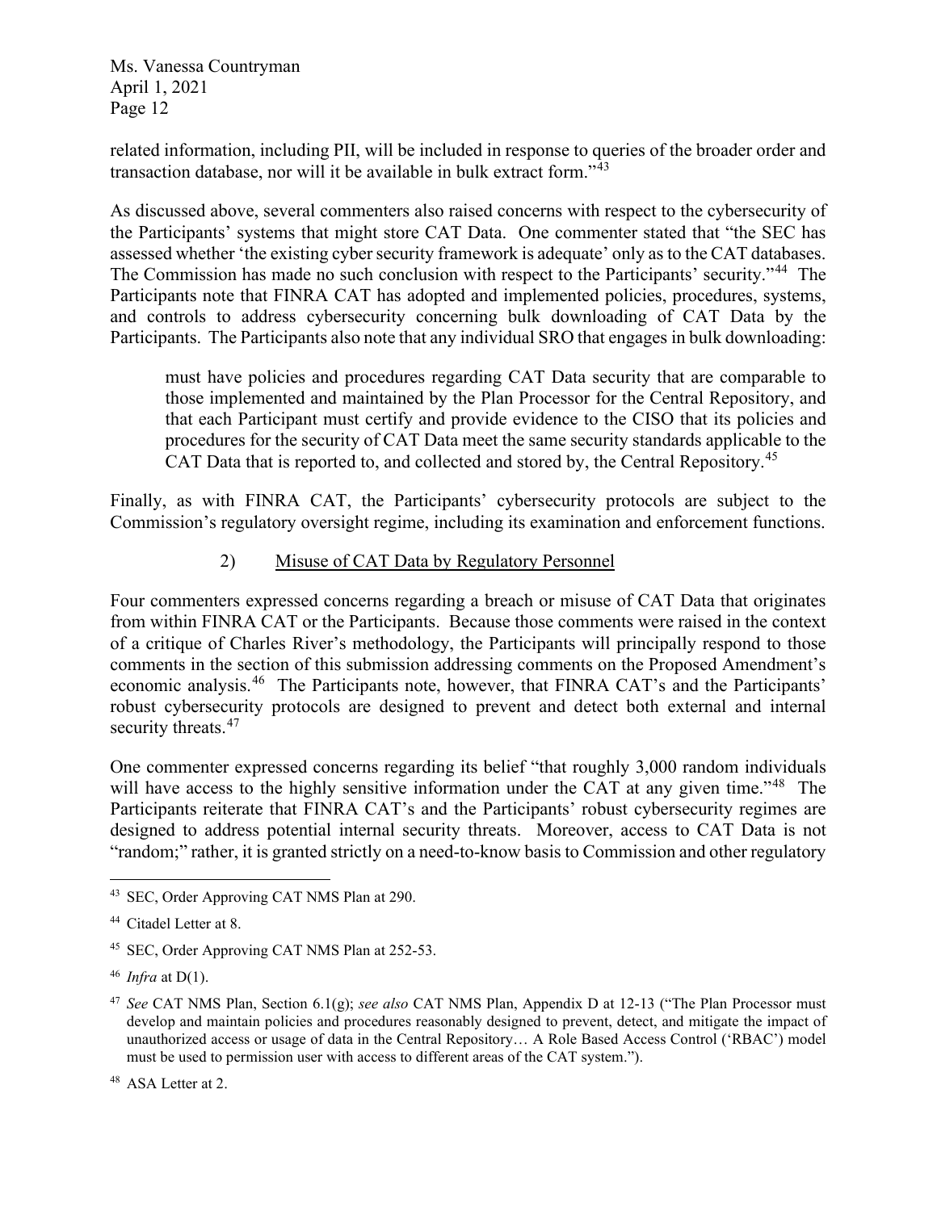related information, including PII, will be included in response to queries of the broader order and transaction database, nor will it be available in bulk extract form."[43]

As discussed above, several commenters also raised concerns with respect to the cybersecurity of the Participants' systems that might store CAT Data. One commenter stated that "the SEC has assessed whether 'the existing cyber security framework is adequate' only as to the CAT databases. The Commission has made no such conclusion with respect to the Participants' security."[44] The Participants note that FINRA CAT has adopted and implemented policies, procedures, systems, and controls to address cybersecurity concerning bulk downloading of CAT Data by the Participants. The Participants also note that any individual SRO that engages in bulk downloading:

> must have policies and procedures regarding CAT Data security that are comparable to those implemented and maintained by the Plan Processor for the Central Repository, and that each Participant must certify and provide evidence to the CISO that its policies and procedures for the security of CAT Data meet the same security standards applicable to the CAT Data that is reported to, and collected and stored by, the Central Repository.[45]

Finally, as with FINRA CAT, the Participants' cybersecurity protocols are subject to the Commission's regulatory oversight regime, including its examination and enforcement functions.

### 2) Misuse of CAT Data by Regulatory Personnel

Four commenters expressed concerns regarding a breach or misuse of CAT Data that originates from within FINRA CAT or the Participants. Because those comments were raised in the context of a critique of Charles River's methodology, the Participants will principally respond to those comments in the section of this submission addressing comments on the Proposed Amendment's economic analysis.[46] The Participants note, however, that FINRA CAT's and the Participants' robust cybersecurity protocols are designed to prevent and detect both external and internal security threats.[47]

One commenter expressed concerns regarding its belief "that roughly 3,000 random individuals will have access to the highly sensitive information under the CAT at any given time."[48] The Participants reiterate that FINRA CAT's and the Participants' robust cybersecurity regimes are designed to address potential internal security threats. Moreover, access to CAT Data is not "random;" rather, it is granted strictly on a need-to-know basis to Commission and other regulatory

---

[43] SEC, Order Approving CAT NMS Plan at 290.

[44] Citadel Letter at 8.

[45] SEC, Order Approving CAT NMS Plan at 252-53.

[46] *Infra* at D(1).

[47] *See* CAT NMS Plan, Section 6.1(g); *see also* CAT NMS Plan, Appendix D at 12-13 ("The Plan Processor must develop and maintain policies and procedures reasonably designed to prevent, detect, and mitigate the impact of unauthorized access or usage of data in the Central Repository… A Role Based Access Control ('RBAC') model must be used to permission user with access to different areas of the CAT system.").

[48] ASA Letter at 2.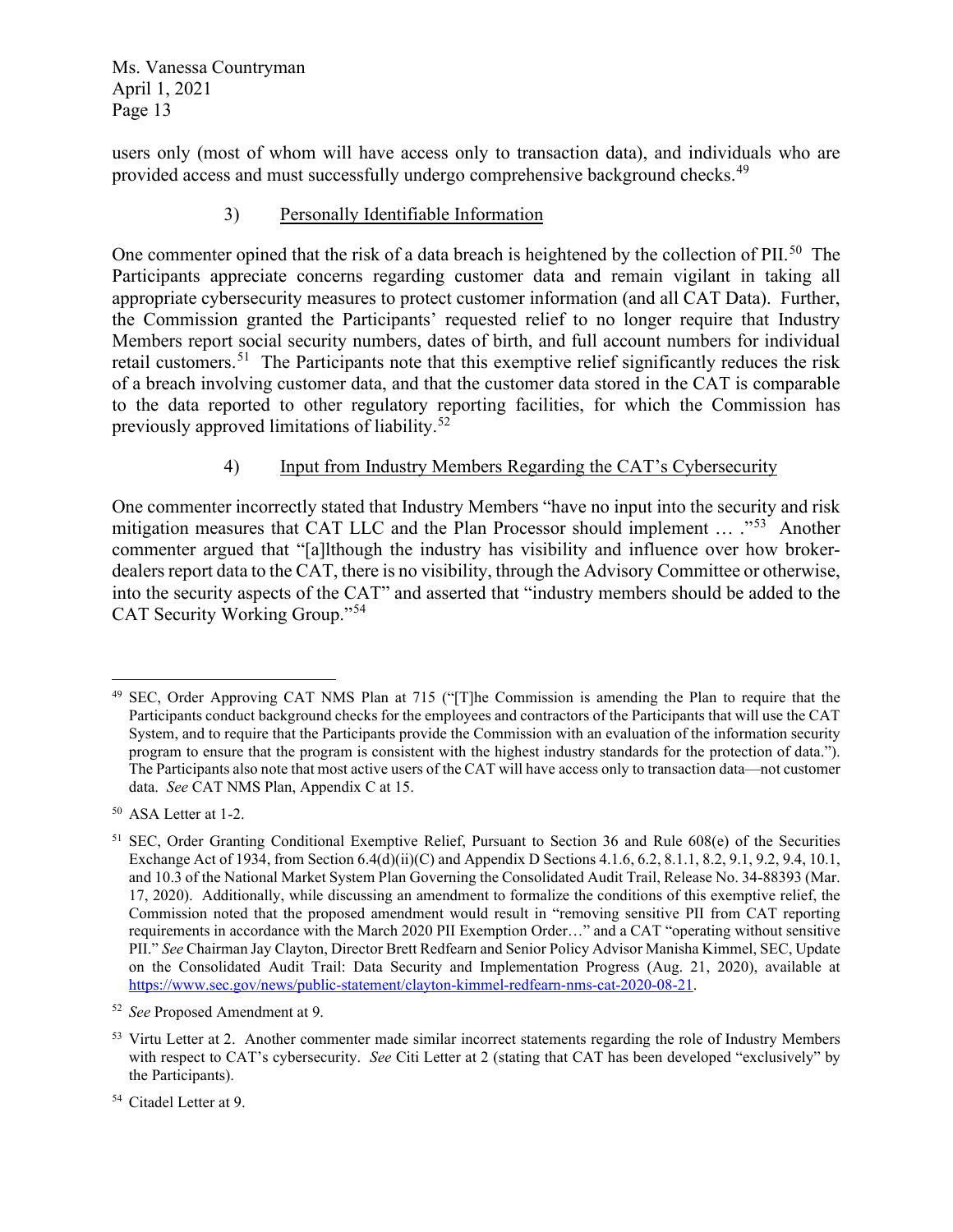users only (most of whom will have access only to transaction data), and individuals who are provided access and must successfully undergo comprehensive background checks.[49]

### 3) Personally Identifiable Information

One commenter opined that the risk of a data breach is heightened by the collection of PII.[50] The Participants appreciate concerns regarding customer data and remain vigilant in taking all appropriate cybersecurity measures to protect customer information (and all CAT Data). Further, the Commission granted the Participants' requested relief to no longer require that Industry Members report social security numbers, dates of birth, and full account numbers for individual retail customers.[51] The Participants note that this exemptive relief significantly reduces the risk of a breach involving customer data, and that the customer data stored in the CAT is comparable to the data reported to other regulatory reporting facilities, for which the Commission has previously approved limitations of liability.[52]

### 4) Input from Industry Members Regarding the CAT's Cybersecurity

One commenter incorrectly stated that Industry Members "have no input into the security and risk mitigation measures that CAT LLC and the Plan Processor should implement … ."[53] Another commenter argued that "[a]lthough the industry has visibility and influence over how broker-dealers report data to the CAT, there is no visibility, through the Advisory Committee or otherwise, into the security aspects of the CAT" and asserted that "industry members should be added to the CAT Security Working Group."[54]

---

[49] SEC, Order Approving CAT NMS Plan at 715 ("[T]he Commission is amending the Plan to require that the Participants conduct background checks for the employees and contractors of the Participants that will use the CAT System, and to require that the Participants provide the Commission with an evaluation of the information security program to ensure that the program is consistent with the highest industry standards for the protection of data."). The Participants also note that most active users of the CAT will have access only to transaction data—not customer data. *See* CAT NMS Plan, Appendix C at 15.

[50] ASA Letter at 1-2.

[51] SEC, Order Granting Conditional Exemptive Relief, Pursuant to Section 36 and Rule 608(e) of the Securities Exchange Act of 1934, from Section 6.4(d)(ii)(C) and Appendix D Sections 4.1.6, 6.2, 8.1.1, 8.2, 9.1, 9.2, 9.4, 10.1, and 10.3 of the National Market System Plan Governing the Consolidated Audit Trail, Release No. 34-88393 (Mar. 17, 2020). Additionally, while discussing an amendment to formalize the conditions of this exemptive relief, the Commission noted that the proposed amendment would result in "removing sensitive PII from CAT reporting requirements in accordance with the March 2020 PII Exemption Order…" and a CAT "operating without sensitive PII." *See* Chairman Jay Clayton, Director Brett Redfearn and Senior Policy Advisor Manisha Kimmel, SEC, Update on the Consolidated Audit Trail: Data Security and Implementation Progress (Aug. 21, 2020), available at https://www.sec.gov/news/public-statement/clayton-kimmel-redfearn-nms-cat-2020-08-21.

[52] *See* Proposed Amendment at 9.

[53] Virtu Letter at 2. Another commenter made similar incorrect statements regarding the role of Industry Members with respect to CAT's cybersecurity. *See* Citi Letter at 2 (stating that CAT has been developed "exclusively" by the Participants).

[54] Citadel Letter at 9.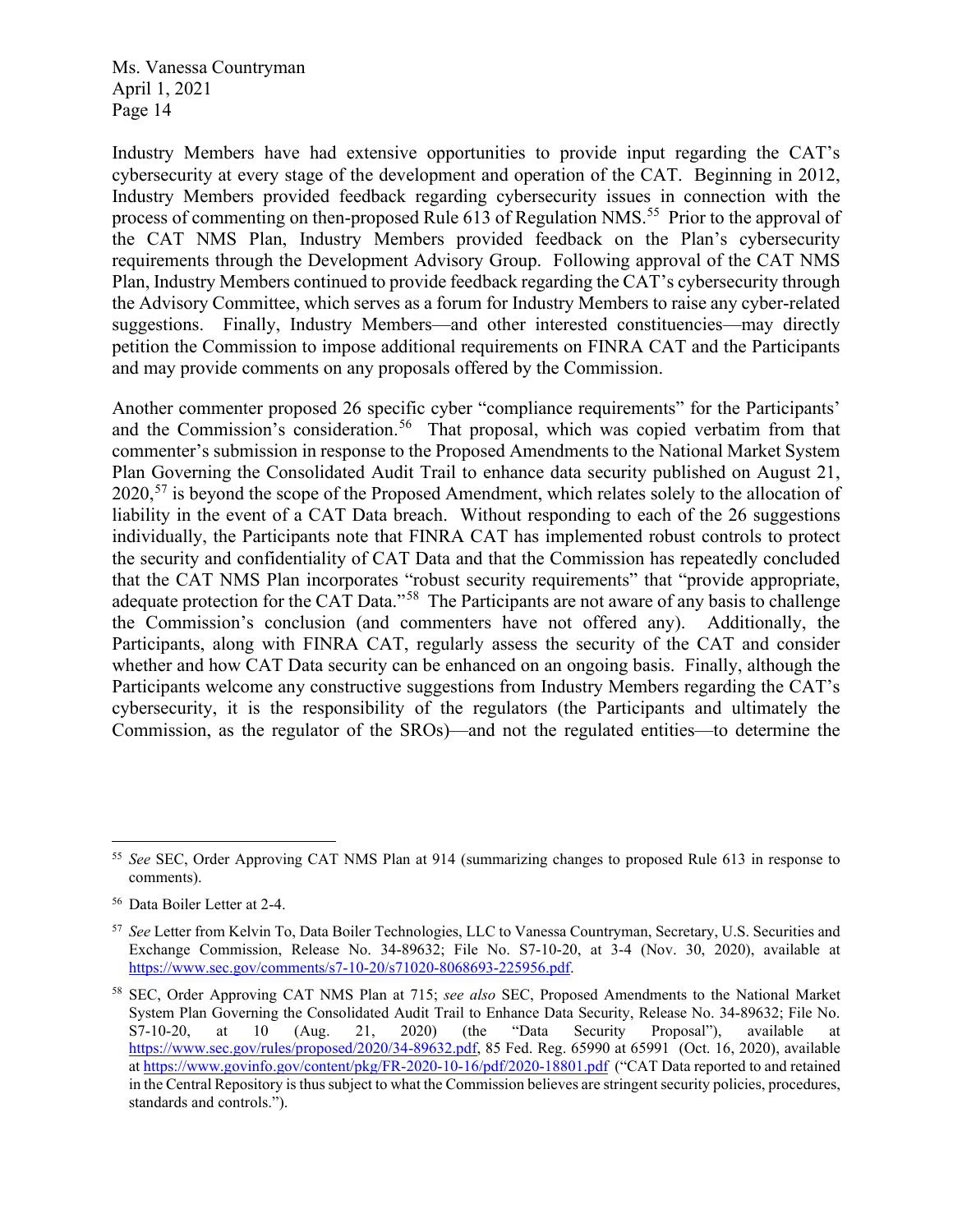Industry Members have had extensive opportunities to provide input regarding the CAT's cybersecurity at every stage of the development and operation of the CAT. Beginning in 2012, Industry Members provided feedback regarding cybersecurity issues in connection with the process of commenting on then-proposed Rule 613 of Regulation NMS.[55] Prior to the approval of the CAT NMS Plan, Industry Members provided feedback on the Plan's cybersecurity requirements through the Development Advisory Group. Following approval of the CAT NMS Plan, Industry Members continued to provide feedback regarding the CAT's cybersecurity through the Advisory Committee, which serves as a forum for Industry Members to raise any cyber-related suggestions. Finally, Industry Members—and other interested constituencies—may directly petition the Commission to impose additional requirements on FINRA CAT and the Participants and may provide comments on any proposals offered by the Commission.

Another commenter proposed 26 specific cyber "compliance requirements" for the Participants' and the Commission's consideration.[56] That proposal, which was copied verbatim from that commenter's submission in response to the Proposed Amendments to the National Market System Plan Governing the Consolidated Audit Trail to enhance data security published on August 21, 2020,[57] is beyond the scope of the Proposed Amendment, which relates solely to the allocation of liability in the event of a CAT Data breach. Without responding to each of the 26 suggestions individually, the Participants note that FINRA CAT has implemented robust controls to protect the security and confidentiality of CAT Data and that the Commission has repeatedly concluded that the CAT NMS Plan incorporates "robust security requirements" that "provide appropriate, adequate protection for the CAT Data."[58] The Participants are not aware of any basis to challenge the Commission's conclusion (and commenters have not offered any). Additionally, the Participants, along with FINRA CAT, regularly assess the security of the CAT and consider whether and how CAT Data security can be enhanced on an ongoing basis. Finally, although the Participants welcome any constructive suggestions from Industry Members regarding the CAT's cybersecurity, it is the responsibility of the regulators (the Participants and ultimately the Commission, as the regulator of the SROs)—and not the regulated entities—to determine the

---

[55] *See* SEC, Order Approving CAT NMS Plan at 914 (summarizing changes to proposed Rule 613 in response to comments).

[56] Data Boiler Letter at 2-4.

[57] *See* Letter from Kelvin To, Data Boiler Technologies, LLC to Vanessa Countryman, Secretary, U.S. Securities and Exchange Commission, Release No. 34-89632; File No. S7-10-20, at 3-4 (Nov. 30, 2020), available at https://www.sec.gov/comments/s7-10-20/s71020-8068693-225956.pdf.

[58] SEC, Order Approving CAT NMS Plan at 715; *see also* SEC, Proposed Amendments to the National Market System Plan Governing the Consolidated Audit Trail to Enhance Data Security, Release No. 34-89632; File No. S7-10-20, at 10 (Aug. 21, 2020) (the "Data Security Proposal"), available at https://www.sec.gov/rules/proposed/2020/34-89632.pdf, 85 Fed. Reg. 65990 at 65991 (Oct. 16, 2020), available at https://www.govinfo.gov/content/pkg/FR-2020-10-16/pdf/2020-18801.pdf ("CAT Data reported to and retained in the Central Repository is thus subject to what the Commission believes are stringent security policies, procedures, standards and controls.").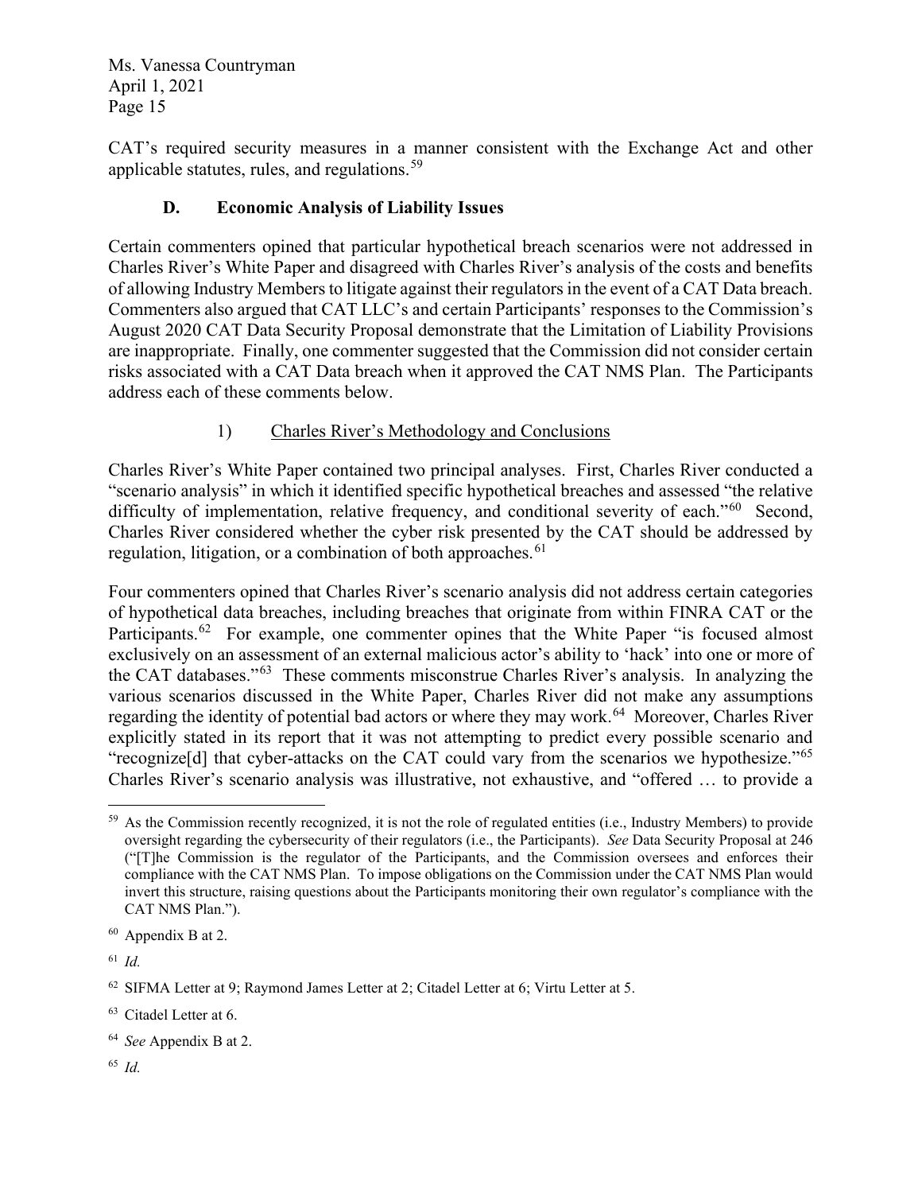CAT's required security measures in a manner consistent with the Exchange Act and other applicable statutes, rules, and regulations.[59]

### D. Economic Analysis of Liability Issues

Certain commenters opined that particular hypothetical breach scenarios were not addressed in Charles River's White Paper and disagreed with Charles River's analysis of the costs and benefits of allowing Industry Members to litigate against their regulators in the event of a CAT Data breach. Commenters also argued that CAT LLC's and certain Participants' responses to the Commission's August 2020 CAT Data Security Proposal demonstrate that the Limitation of Liability Provisions are inappropriate. Finally, one commenter suggested that the Commission did not consider certain risks associated with a CAT Data breach when it approved the CAT NMS Plan. The Participants address each of these comments below.

#### 1) Charles River's Methodology and Conclusions

Charles River's White Paper contained two principal analyses. First, Charles River conducted a "scenario analysis" in which it identified specific hypothetical breaches and assessed "the relative difficulty of implementation, relative frequency, and conditional severity of each."[60] Second, Charles River considered whether the cyber risk presented by the CAT should be addressed by regulation, litigation, or a combination of both approaches.[61]

Four commenters opined that Charles River's scenario analysis did not address certain categories of hypothetical data breaches, including breaches that originate from within FINRA CAT or the Participants.[62] For example, one commenter opines that the White Paper "is focused almost exclusively on an assessment of an external malicious actor's ability to 'hack' into one or more of the CAT databases."[63] These comments misconstrue Charles River's analysis. In analyzing the various scenarios discussed in the White Paper, Charles River did not make any assumptions regarding the identity of potential bad actors or where they may work.[64] Moreover, Charles River explicitly stated in its report that it was not attempting to predict every possible scenario and "recognize[d] that cyber-attacks on the CAT could vary from the scenarios we hypothesize."[65] Charles River's scenario analysis was illustrative, not exhaustive, and "offered … to provide a

---

[59] As the Commission recently recognized, it is not the role of regulated entities (i.e., Industry Members) to provide oversight regarding the cybersecurity of their regulators (i.e., the Participants). *See* Data Security Proposal at 246 ("[T]he Commission is the regulator of the Participants, and the Commission oversees and enforces their compliance with the CAT NMS Plan. To impose obligations on the Commission under the CAT NMS Plan would invert this structure, raising questions about the Participants monitoring their own regulator's compliance with the CAT NMS Plan.").

[60] Appendix B at 2.

[61] *Id.*

[62] SIFMA Letter at 9; Raymond James Letter at 2; Citadel Letter at 6; Virtu Letter at 5.

[63] Citadel Letter at 6.

[64] *See* Appendix B at 2.

[65] *Id.*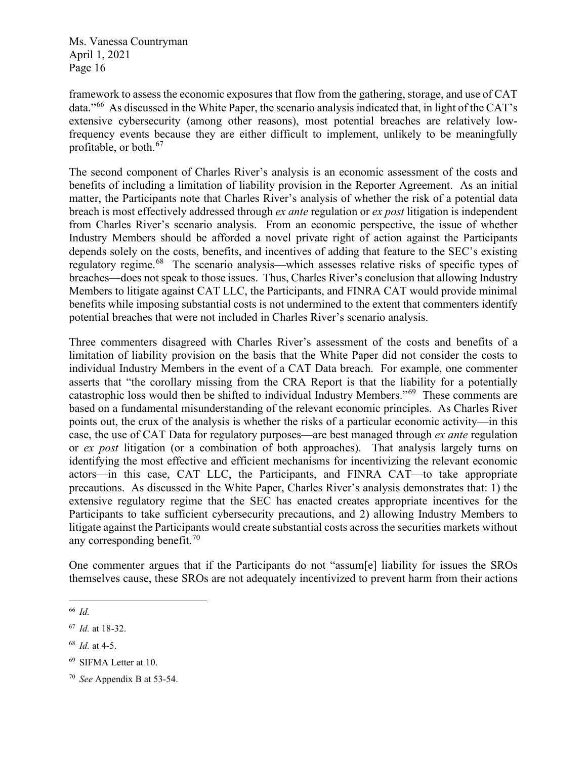framework to assess the economic exposures that flow from the gathering, storage, and use of CAT data."[66] As discussed in the White Paper, the scenario analysis indicated that, in light of the CAT's extensive cybersecurity (among other reasons), most potential breaches are relatively low-frequency events because they are either difficult to implement, unlikely to be meaningfully profitable, or both.[67]

The second component of Charles River's analysis is an economic assessment of the costs and benefits of including a limitation of liability provision in the Reporter Agreement. As an initial matter, the Participants note that Charles River's analysis of whether the risk of a potential data breach is most effectively addressed through *ex ante* regulation or *ex post* litigation is independent from Charles River's scenario analysis. From an economic perspective, the issue of whether Industry Members should be afforded a novel private right of action against the Participants depends solely on the costs, benefits, and incentives of adding that feature to the SEC's existing regulatory regime.[68] The scenario analysis—which assesses relative risks of specific types of breaches—does not speak to those issues. Thus, Charles River's conclusion that allowing Industry Members to litigate against CAT LLC, the Participants, and FINRA CAT would provide minimal benefits while imposing substantial costs is not undermined to the extent that commenters identify potential breaches that were not included in Charles River's scenario analysis.

Three commenters disagreed with Charles River's assessment of the costs and benefits of a limitation of liability provision on the basis that the White Paper did not consider the costs to individual Industry Members in the event of a CAT Data breach. For example, one commenter asserts that "the corollary missing from the CRA Report is that the liability for a potentially catastrophic loss would then be shifted to individual Industry Members."[69] These comments are based on a fundamental misunderstanding of the relevant economic principles. As Charles River points out, the crux of the analysis is whether the risks of a particular economic activity—in this case, the use of CAT Data for regulatory purposes—are best managed through *ex ante* regulation or *ex post* litigation (or a combination of both approaches). That analysis largely turns on identifying the most effective and efficient mechanisms for incentivizing the relevant economic actors—in this case, CAT LLC, the Participants, and FINRA CAT—to take appropriate precautions. As discussed in the White Paper, Charles River's analysis demonstrates that: 1) the extensive regulatory regime that the SEC has enacted creates appropriate incentives for the Participants to take sufficient cybersecurity precautions, and 2) allowing Industry Members to litigate against the Participants would create substantial costs across the securities markets without any corresponding benefit.[70]

One commenter argues that if the Participants do not "assum[e] liability for issues the SROs themselves cause, these SROs are not adequately incentivized to prevent harm from their actions

---

[66] *Id.*

[67] *Id.* at 18-32.

[68] *Id.* at 4-5.

[69] SIFMA Letter at 10.

[70] *See* Appendix B at 53-54.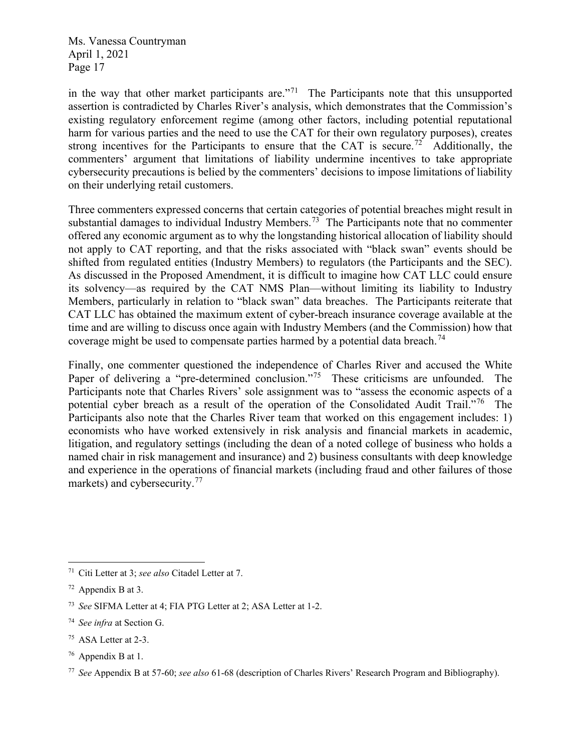in the way that other market participants are."[71] The Participants note that this unsupported assertion is contradicted by Charles River's analysis, which demonstrates that the Commission's existing regulatory enforcement regime (among other factors, including potential reputational harm for various parties and the need to use the CAT for their own regulatory purposes), creates strong incentives for the Participants to ensure that the CAT is secure.[72] Additionally, the commenters' argument that limitations of liability undermine incentives to take appropriate cybersecurity precautions is belied by the commenters' decisions to impose limitations of liability on their underlying retail customers.

Three commenters expressed concerns that certain categories of potential breaches might result in substantial damages to individual Industry Members.[73] The Participants note that no commenter offered any economic argument as to why the longstanding historical allocation of liability should not apply to CAT reporting, and that the risks associated with "black swan" events should be shifted from regulated entities (Industry Members) to regulators (the Participants and the SEC). As discussed in the Proposed Amendment, it is difficult to imagine how CAT LLC could ensure its solvency—as required by the CAT NMS Plan—without limiting its liability to Industry Members, particularly in relation to "black swan" data breaches. The Participants reiterate that CAT LLC has obtained the maximum extent of cyber-breach insurance coverage available at the time and are willing to discuss once again with Industry Members (and the Commission) how that coverage might be used to compensate parties harmed by a potential data breach.[74]

Finally, one commenter questioned the independence of Charles River and accused the White Paper of delivering a "pre-determined conclusion."[75] These criticisms are unfounded. The Participants note that Charles Rivers' sole assignment was to "assess the economic aspects of a potential cyber breach as a result of the operation of the Consolidated Audit Trail."[76] The Participants also note that the Charles River team that worked on this engagement includes: 1) economists who have worked extensively in risk analysis and financial markets in academic, litigation, and regulatory settings (including the dean of a noted college of business who holds a named chair in risk management and insurance) and 2) business consultants with deep knowledge and experience in the operations of financial markets (including fraud and other failures of those markets) and cybersecurity.[77]

---

[71] Citi Letter at 3; *see also* Citadel Letter at 7.

[72] Appendix B at 3.

[73] *See* SIFMA Letter at 4; FIA PTG Letter at 2; ASA Letter at 1-2.

[74] *See infra* at Section G.

[75] ASA Letter at 2-3.

[76] Appendix B at 1.

[77] *See* Appendix B at 57-60; *see also* 61-68 (description of Charles Rivers' Research Program and Bibliography).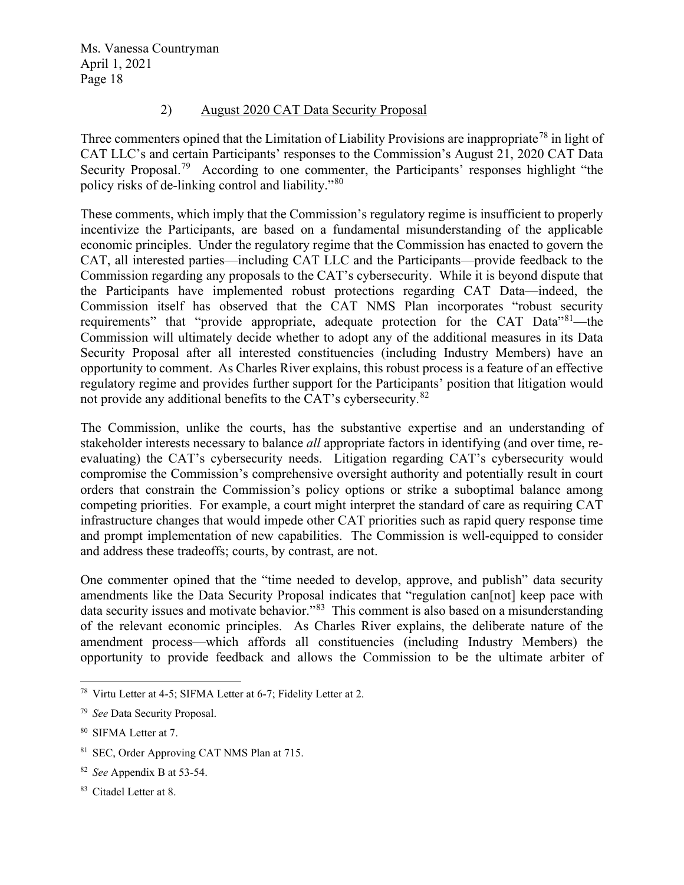2) August 2020 CAT Data Security Proposal

Three commenters opined that the Limitation of Liability Provisions are inappropriate[78] in light of CAT LLC's and certain Participants' responses to the Commission's August 21, 2020 CAT Data Security Proposal.[79] According to one commenter, the Participants' responses highlight "the policy risks of de-linking control and liability."[80]

These comments, which imply that the Commission's regulatory regime is insufficient to properly incentivize the Participants, are based on a fundamental misunderstanding of the applicable economic principles. Under the regulatory regime that the Commission has enacted to govern the CAT, all interested parties—including CAT LLC and the Participants—provide feedback to the Commission regarding any proposals to the CAT's cybersecurity. While it is beyond dispute that the Participants have implemented robust protections regarding CAT Data—indeed, the Commission itself has observed that the CAT NMS Plan incorporates "robust security requirements" that "provide appropriate, adequate protection for the CAT Data"[81]—the Commission will ultimately decide whether to adopt any of the additional measures in its Data Security Proposal after all interested constituencies (including Industry Members) have an opportunity to comment. As Charles River explains, this robust process is a feature of an effective regulatory regime and provides further support for the Participants' position that litigation would not provide any additional benefits to the CAT's cybersecurity.[82]

The Commission, unlike the courts, has the substantive expertise and an understanding of stakeholder interests necessary to balance *all* appropriate factors in identifying (and over time, re-evaluating) the CAT's cybersecurity needs. Litigation regarding CAT's cybersecurity would compromise the Commission's comprehensive oversight authority and potentially result in court orders that constrain the Commission's policy options or strike a suboptimal balance among competing priorities. For example, a court might interpret the standard of care as requiring CAT infrastructure changes that would impede other CAT priorities such as rapid query response time and prompt implementation of new capabilities. The Commission is well-equipped to consider and address these tradeoffs; courts, by contrast, are not.

One commenter opined that the "time needed to develop, approve, and publish" data security amendments like the Data Security Proposal indicates that "regulation can[not] keep pace with data security issues and motivate behavior."[83] This comment is also based on a misunderstanding of the relevant economic principles. As Charles River explains, the deliberate nature of the amendment process—which affords all constituencies (including Industry Members) the opportunity to provide feedback and allows the Commission to be the ultimate arbiter of

---

[78] Virtu Letter at 4-5; SIFMA Letter at 6-7; Fidelity Letter at 2.

[79] *See* Data Security Proposal.

[80] SIFMA Letter at 7.

[81] SEC, Order Approving CAT NMS Plan at 715.

[82] *See* Appendix B at 53-54.

[83] Citadel Letter at 8.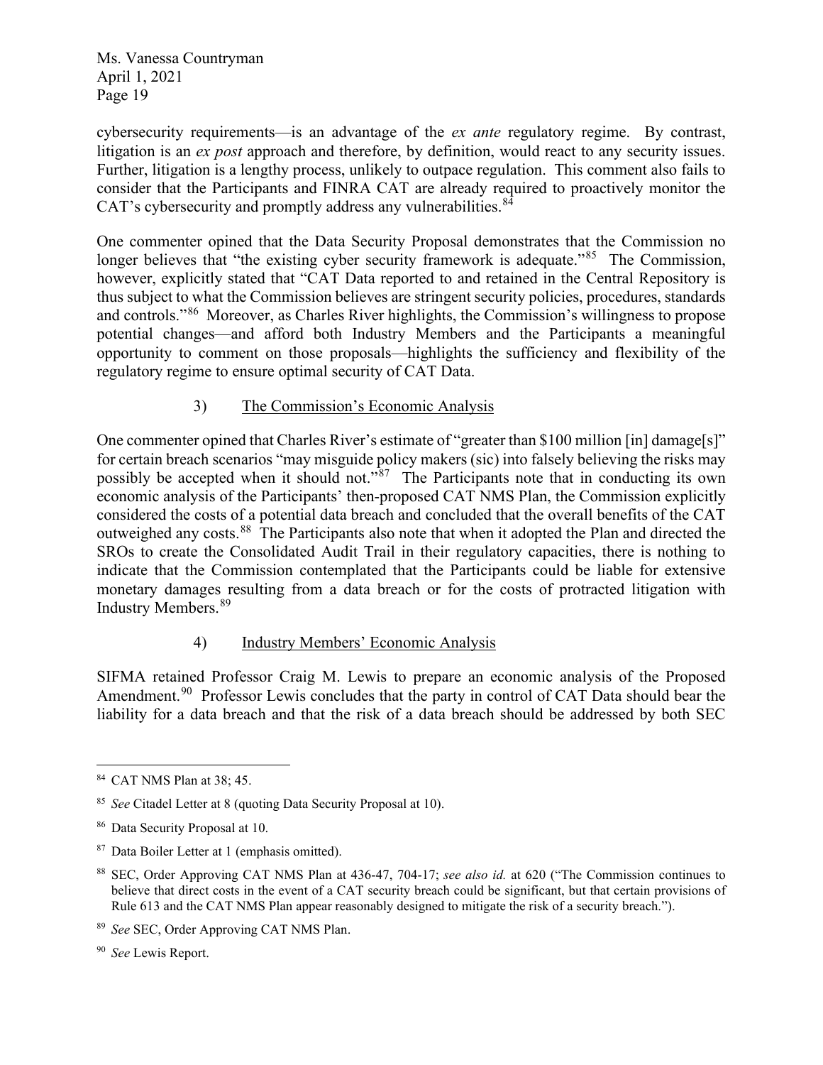cybersecurity requirements—is an advantage of the *ex ante* regulatory regime. By contrast, litigation is an *ex post* approach and therefore, by definition, would react to any security issues. Further, litigation is a lengthy process, unlikely to outpace regulation. This comment also fails to consider that the Participants and FINRA CAT are already required to proactively monitor the CAT's cybersecurity and promptly address any vulnerabilities.[84]

One commenter opined that the Data Security Proposal demonstrates that the Commission no longer believes that "the existing cyber security framework is adequate."[85] The Commission, however, explicitly stated that "CAT Data reported to and retained in the Central Repository is thus subject to what the Commission believes are stringent security policies, procedures, standards and controls."[86] Moreover, as Charles River highlights, the Commission's willingness to propose potential changes—and afford both Industry Members and the Participants a meaningful opportunity to comment on those proposals—highlights the sufficiency and flexibility of the regulatory regime to ensure optimal security of CAT Data.

### 3) The Commission's Economic Analysis

One commenter opined that Charles River's estimate of "greater than $100 million [in] damage[s]" for certain breach scenarios "may misguide policy makers (sic) into falsely believing the risks may possibly be accepted when it should not."[87] The Participants note that in conducting its own economic analysis of the Participants' then-proposed CAT NMS Plan, the Commission explicitly considered the costs of a potential data breach and concluded that the overall benefits of the CAT outweighed any costs.[88] The Participants also note that when it adopted the Plan and directed the SROs to create the Consolidated Audit Trail in their regulatory capacities, there is nothing to indicate that the Commission contemplated that the Participants could be liable for extensive monetary damages resulting from a data breach or for the costs of protracted litigation with Industry Members.[89]

### 4) Industry Members' Economic Analysis

SIFMA retained Professor Craig M. Lewis to prepare an economic analysis of the Proposed Amendment.[90] Professor Lewis concludes that the party in control of CAT Data should bear the liability for a data breach and that the risk of a data breach should be addressed by both SEC

---

[84] CAT NMS Plan at 38; 45.

[85] *See* Citadel Letter at 8 (quoting Data Security Proposal at 10).

[86] Data Security Proposal at 10.

[87] Data Boiler Letter at 1 (emphasis omitted).

[88] SEC, Order Approving CAT NMS Plan at 436-47, 704-17; *see also id.* at 620 ("The Commission continues to believe that direct costs in the event of a CAT security breach could be significant, but that certain provisions of Rule 613 and the CAT NMS Plan appear reasonably designed to mitigate the risk of a security breach.").

[89] *See* SEC, Order Approving CAT NMS Plan.

[90] *See* Lewis Report.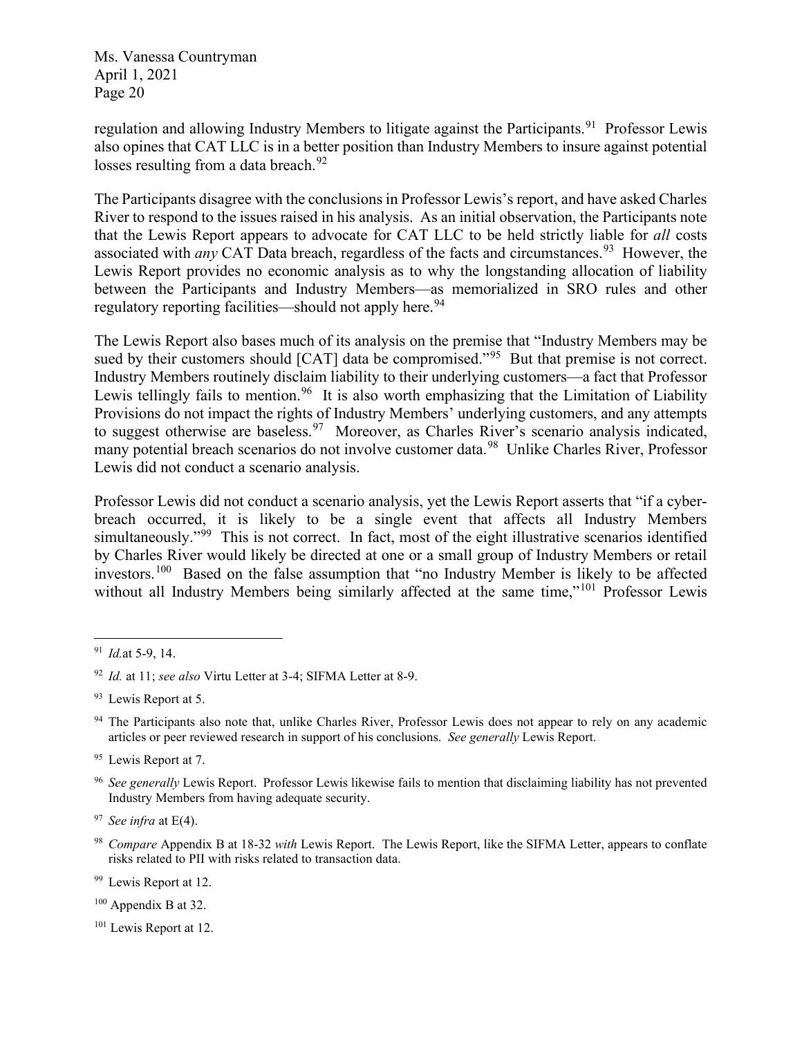regulation and allowing Industry Members to litigate against the Participants.[91] Professor Lewis also opines that CAT LLC is in a better position than Industry Members to insure against potential losses resulting from a data breach.[92]

The Participants disagree with the conclusions in Professor Lewis's report, and have asked Charles River to respond to the issues raised in his analysis. As an initial observation, the Participants note that the Lewis Report appears to advocate for CAT LLC to be held strictly liable for *all* costs associated with *any* CAT Data breach, regardless of the facts and circumstances.[93] However, the Lewis Report provides no economic analysis as to why the longstanding allocation of liability between the Participants and Industry Members—as memorialized in SRO rules and other regulatory reporting facilities—should not apply here.[94]

The Lewis Report also bases much of its analysis on the premise that "Industry Members may be sued by their customers should [CAT] data be compromised."[95] But that premise is not correct. Industry Members routinely disclaim liability to their underlying customers—a fact that Professor Lewis tellingly fails to mention.[96] It is also worth emphasizing that the Limitation of Liability Provisions do not impact the rights of Industry Members' underlying customers, and any attempts to suggest otherwise are baseless.[97] Moreover, as Charles River's scenario analysis indicated, many potential breach scenarios do not involve customer data.[98] Unlike Charles River, Professor Lewis did not conduct a scenario analysis.

Professor Lewis did not conduct a scenario analysis, yet the Lewis Report asserts that "if a cyber-breach occurred, it is likely to be a single event that affects all Industry Members simultaneously."[99] This is not correct. In fact, most of the eight illustrative scenarios identified by Charles River would likely be directed at one or a small group of Industry Members or retail investors.[100] Based on the false assumption that "no Industry Member is likely to be affected without all Industry Members being similarly affected at the same time,"[101] Professor Lewis

---

[91] *Id.* at 5-9, 14.

[92] *Id.* at 11; *see also* Virtu Letter at 3-4; SIFMA Letter at 8-9.

[93] Lewis Report at 5.

[94] The Participants also note that, unlike Charles River, Professor Lewis does not appear to rely on any academic articles or peer reviewed research in support of his conclusions. *See generally* Lewis Report.

[95] Lewis Report at 7.

[96] *See generally* Lewis Report. Professor Lewis likewise fails to mention that disclaiming liability has not prevented Industry Members from having adequate security.

[97] *See infra* at E(4).

[98] *Compare* Appendix B at 18-32 *with* Lewis Report. The Lewis Report, like the SIFMA Letter, appears to conflate risks related to PII with risks related to transaction data.

[99] Lewis Report at 12.

[100] Appendix B at 32.

[101] Lewis Report at 12.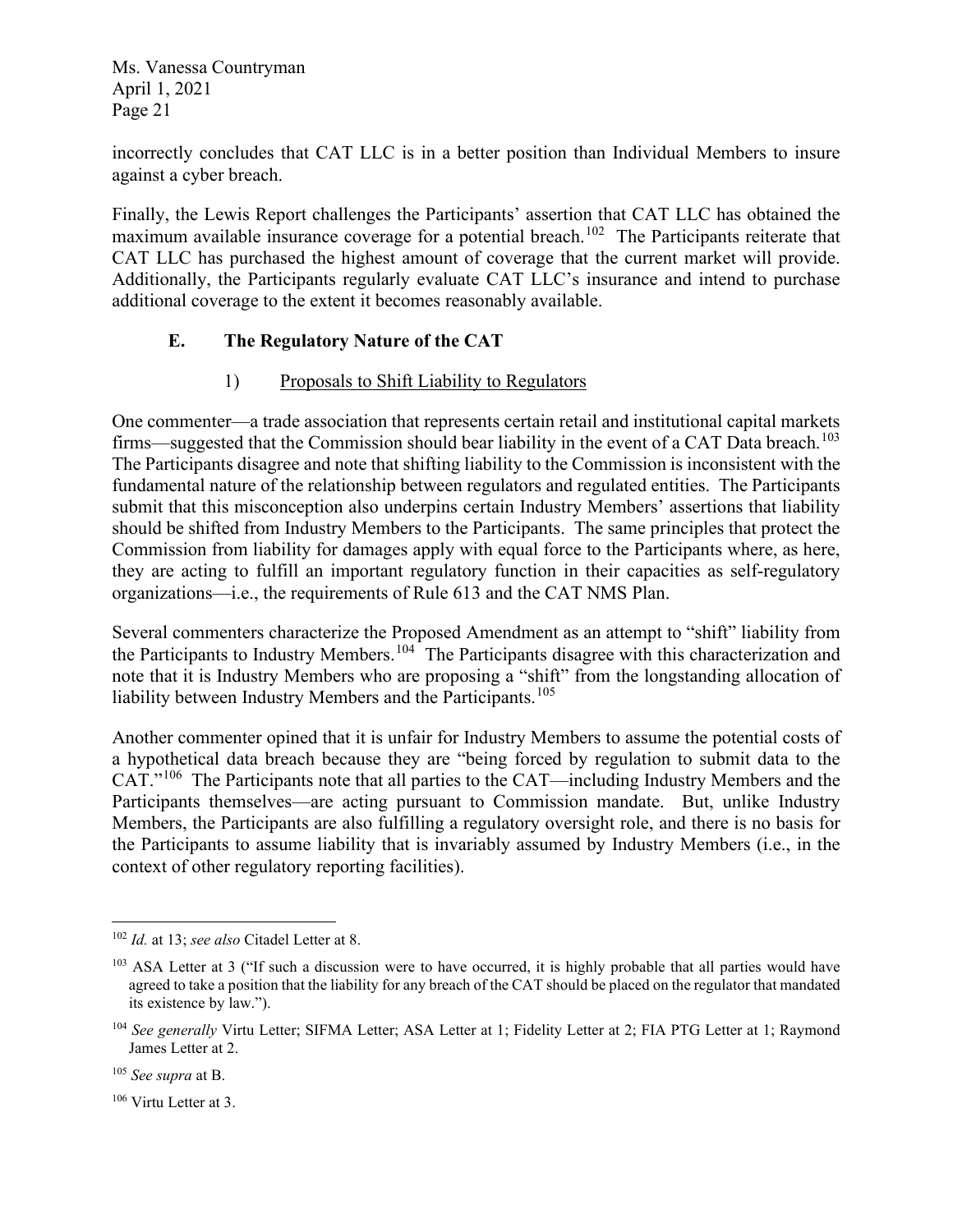incorrectly concludes that CAT LLC is in a better position than Individual Members to insure against a cyber breach.

Finally, the Lewis Report challenges the Participants' assertion that CAT LLC has obtained the maximum available insurance coverage for a potential breach.[102] The Participants reiterate that CAT LLC has purchased the highest amount of coverage that the current market will provide. Additionally, the Participants regularly evaluate CAT LLC's insurance and intend to purchase additional coverage to the extent it becomes reasonably available.

### E. The Regulatory Nature of the CAT

#### 1) Proposals to Shift Liability to Regulators

One commenter—a trade association that represents certain retail and institutional capital markets firms—suggested that the Commission should bear liability in the event of a CAT Data breach.[103] The Participants disagree and note that shifting liability to the Commission is inconsistent with the fundamental nature of the relationship between regulators and regulated entities. The Participants submit that this misconception also underpins certain Industry Members' assertions that liability should be shifted from Industry Members to the Participants. The same principles that protect the Commission from liability for damages apply with equal force to the Participants where, as here, they are acting to fulfill an important regulatory function in their capacities as self-regulatory organizations—i.e., the requirements of Rule 613 and the CAT NMS Plan.

Several commenters characterize the Proposed Amendment as an attempt to "shift" liability from the Participants to Industry Members.[104] The Participants disagree with this characterization and note that it is Industry Members who are proposing a "shift" from the longstanding allocation of liability between Industry Members and the Participants.[105]

Another commenter opined that it is unfair for Industry Members to assume the potential costs of a hypothetical data breach because they are "being forced by regulation to submit data to the CAT."[106] The Participants note that all parties to the CAT—including Industry Members and the Participants themselves—are acting pursuant to Commission mandate. But, unlike Industry Members, the Participants are also fulfilling a regulatory oversight role, and there is no basis for the Participants to assume liability that is invariably assumed by Industry Members (i.e., in the context of other regulatory reporting facilities).

---

[102] *Id.* at 13; *see also* Citadel Letter at 8.

[103] ASA Letter at 3 ("If such a discussion were to have occurred, it is highly probable that all parties would have agreed to take a position that the liability for any breach of the CAT should be placed on the regulator that mandated its existence by law.").

[104] *See generally* Virtu Letter; SIFMA Letter; ASA Letter at 1; Fidelity Letter at 2; FIA PTG Letter at 1; Raymond James Letter at 2.

[105] *See supra* at B.

[106] Virtu Letter at 3.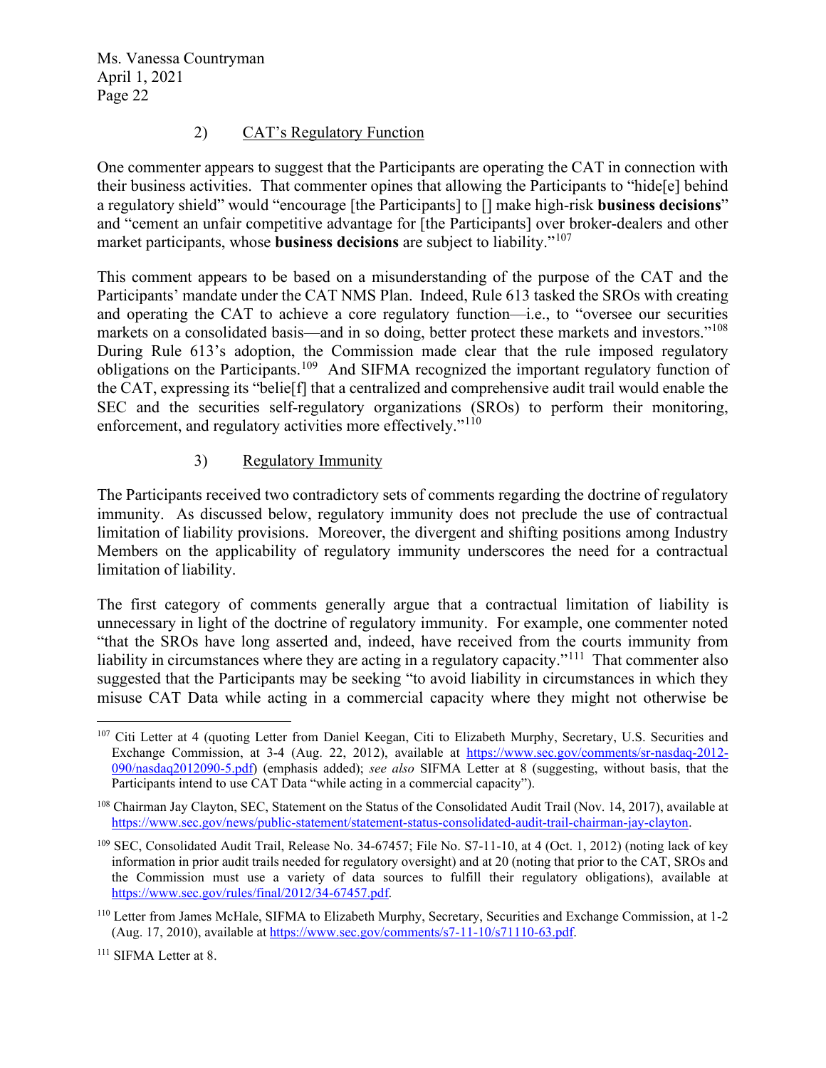2) CAT's Regulatory Function

One commenter appears to suggest that the Participants are operating the CAT in connection with their business activities. That commenter opines that allowing the Participants to "hide[e] behind a regulatory shield" would "encourage [the Participants] to [] make high-risk **business decisions**" and "cement an unfair competitive advantage for [the Participants] over broker-dealers and other market participants, whose **business decisions** are subject to liability."[107]

This comment appears to be based on a misunderstanding of the purpose of the CAT and the Participants' mandate under the CAT NMS Plan. Indeed, Rule 613 tasked the SROs with creating and operating the CAT to achieve a core regulatory function—i.e., to "oversee our securities markets on a consolidated basis—and in so doing, better protect these markets and investors."[108] During Rule 613's adoption, the Commission made clear that the rule imposed regulatory obligations on the Participants.[109] And SIFMA recognized the important regulatory function of the CAT, expressing its "belie[f] that a centralized and comprehensive audit trail would enable the SEC and the securities self-regulatory organizations (SROs) to perform their monitoring, enforcement, and regulatory activities more effectively."[110]

3) Regulatory Immunity

The Participants received two contradictory sets of comments regarding the doctrine of regulatory immunity. As discussed below, regulatory immunity does not preclude the use of contractual limitation of liability provisions. Moreover, the divergent and shifting positions among Industry Members on the applicability of regulatory immunity underscores the need for a contractual limitation of liability.

The first category of comments generally argue that a contractual limitation of liability is unnecessary in light of the doctrine of regulatory immunity. For example, one commenter noted "that the SROs have long asserted and, indeed, have received from the courts immunity from liability in circumstances where they are acting in a regulatory capacity."[111] That commenter also suggested that the Participants may be seeking "to avoid liability in circumstances in which they misuse CAT Data while acting in a commercial capacity where they might not otherwise be

---

[107] Citi Letter at 4 (quoting Letter from Daniel Keegan, Citi to Elizabeth Murphy, Secretary, U.S. Securities and Exchange Commission, at 3-4 (Aug. 22, 2012), available at https://www.sec.gov/comments/sr-nasdaq-2012-090/nasdaq2012090-5.pdf) (emphasis added); *see also* SIFMA Letter at 8 (suggesting, without basis, that the Participants intend to use CAT Data "while acting in a commercial capacity").

[108] Chairman Jay Clayton, SEC, Statement on the Status of the Consolidated Audit Trail (Nov. 14, 2017), available at https://www.sec.gov/news/public-statement/statement-status-consolidated-audit-trail-chairman-jay-clayton.

[109] SEC, Consolidated Audit Trail, Release No. 34-67457; File No. S7-11-10, at 4 (Oct. 1, 2012) (noting lack of key information in prior audit trails needed for regulatory oversight) and at 20 (noting that prior to the CAT, SROs and the Commission must use a variety of data sources to fulfill their regulatory obligations), available at https://www.sec.gov/rules/final/2012/34-67457.pdf.

[110] Letter from James McHale, SIFMA to Elizabeth Murphy, Secretary, Securities and Exchange Commission, at 1-2 (Aug. 17, 2010), available at https://www.sec.gov/comments/s7-11-10/s71110-63.pdf.

[111] SIFMA Letter at 8.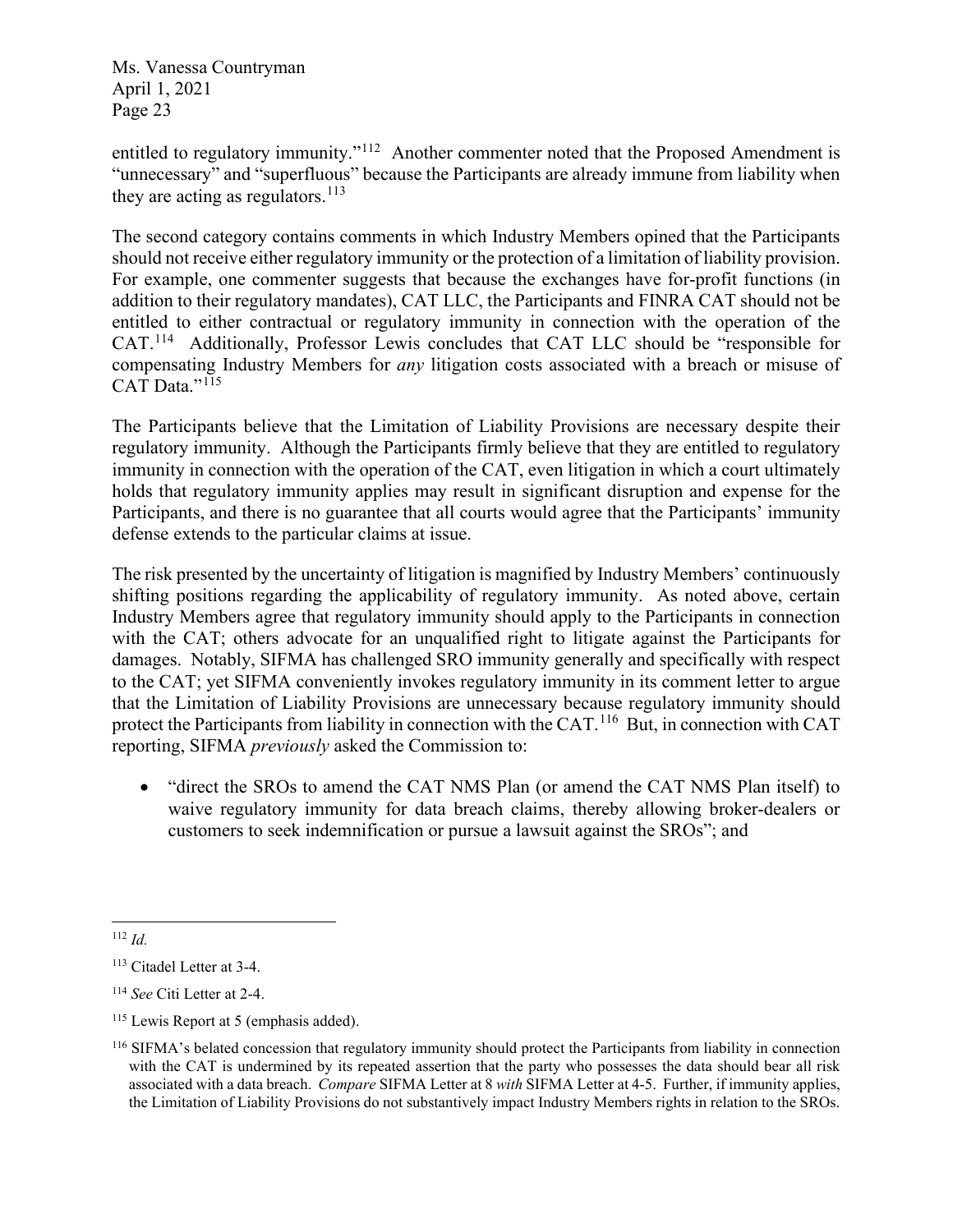entitled to regulatory immunity."[112] Another commenter noted that the Proposed Amendment is "unnecessary" and "superfluous" because the Participants are already immune from liability when they are acting as regulators.[113]

The second category contains comments in which Industry Members opined that the Participants should not receive either regulatory immunity or the protection of a limitation of liability provision. For example, one commenter suggests that because the exchanges have for-profit functions (in addition to their regulatory mandates), CAT LLC, the Participants and FINRA CAT should not be entitled to either contractual or regulatory immunity in connection with the operation of the CAT.[114] Additionally, Professor Lewis concludes that CAT LLC should be "responsible for compensating Industry Members for *any* litigation costs associated with a breach or misuse of CAT Data."[115]

The Participants believe that the Limitation of Liability Provisions are necessary despite their regulatory immunity. Although the Participants firmly believe that they are entitled to regulatory immunity in connection with the operation of the CAT, even litigation in which a court ultimately holds that regulatory immunity applies may result in significant disruption and expense for the Participants, and there is no guarantee that all courts would agree that the Participants' immunity defense extends to the particular claims at issue.

The risk presented by the uncertainty of litigation is magnified by Industry Members' continuously shifting positions regarding the applicability of regulatory immunity. As noted above, certain Industry Members agree that regulatory immunity should apply to the Participants in connection with the CAT; others advocate for an unqualified right to litigate against the Participants for damages. Notably, SIFMA has challenged SRO immunity generally and specifically with respect to the CAT; yet SIFMA conveniently invokes regulatory immunity in its comment letter to argue that the Limitation of Liability Provisions are unnecessary because regulatory immunity should protect the Participants from liability in connection with the CAT.[116] But, in connection with CAT reporting, SIFMA *previously* asked the Commission to:

- "direct the SROs to amend the CAT NMS Plan (or amend the CAT NMS Plan itself) to waive regulatory immunity for data breach claims, thereby allowing broker-dealers or customers to seek indemnification or pursue a lawsuit against the SROs"; and

---

[112] *Id.*

[113] Citadel Letter at 3-4.

[114] *See* Citi Letter at 2-4.

[115] Lewis Report at 5 (emphasis added).

[116] SIFMA's belated concession that regulatory immunity should protect the Participants from liability in connection with the CAT is undermined by its repeated assertion that the party who possesses the data should bear all risk associated with a data breach. *Compare* SIFMA Letter at 8 *with* SIFMA Letter at 4-5. Further, if immunity applies, the Limitation of Liability Provisions do not substantively impact Industry Members rights in relation to the SROs.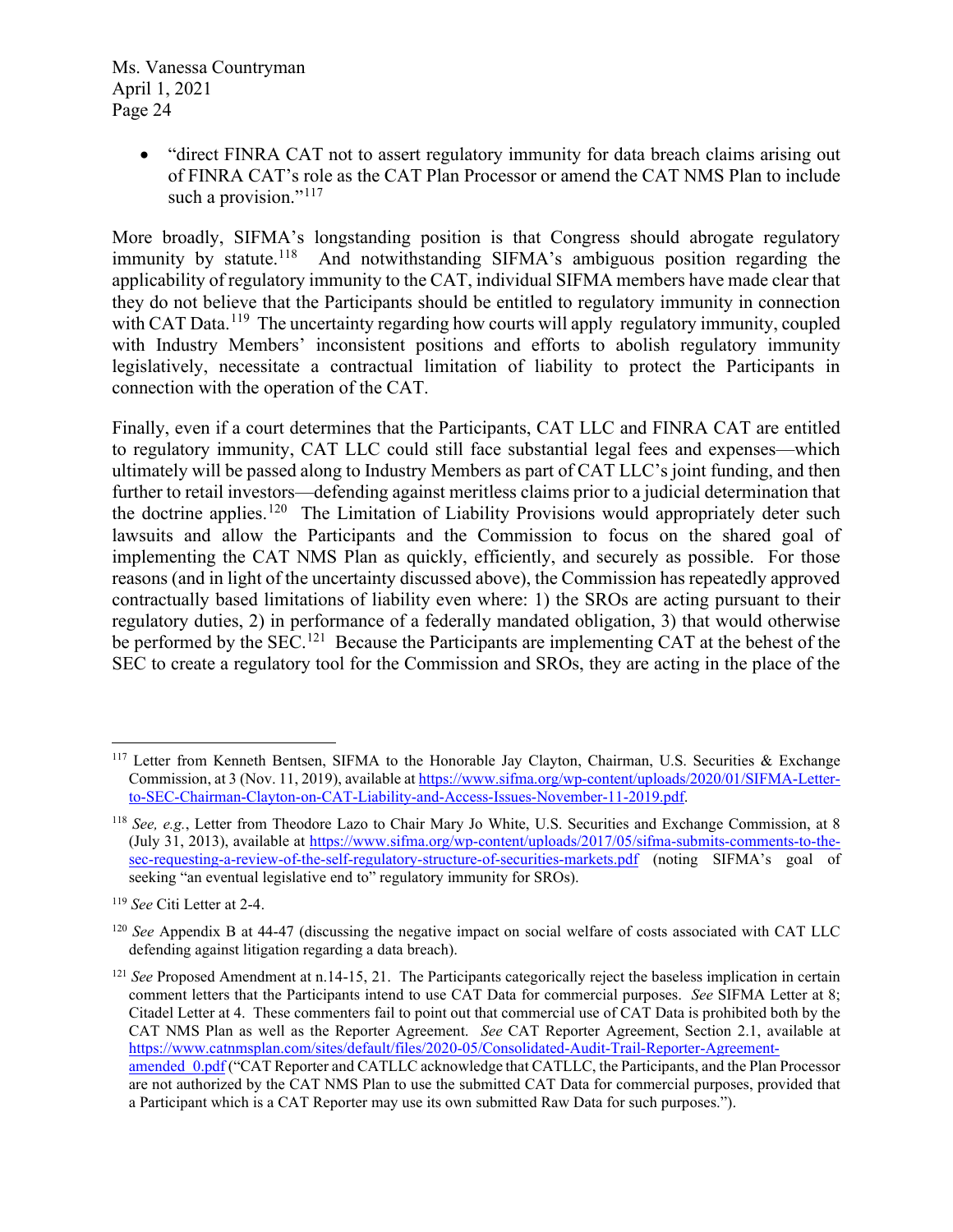- "direct FINRA CAT not to assert regulatory immunity for data breach claims arising out of FINRA CAT's role as the CAT Plan Processor or amend the CAT NMS Plan to include such a provision."[117]

More broadly, SIFMA's longstanding position is that Congress should abrogate regulatory immunity by statute.[118] And notwithstanding SIFMA's ambiguous position regarding the applicability of regulatory immunity to the CAT, individual SIFMA members have made clear that they do not believe that the Participants should be entitled to regulatory immunity in connection with CAT Data.[119] The uncertainty regarding how courts will apply regulatory immunity, coupled with Industry Members' inconsistent positions and efforts to abolish regulatory immunity legislatively, necessitate a contractual limitation of liability to protect the Participants in connection with the operation of the CAT.

Finally, even if a court determines that the Participants, CAT LLC and FINRA CAT are entitled to regulatory immunity, CAT LLC could still face substantial legal fees and expenses—which ultimately will be passed along to Industry Members as part of CAT LLC's joint funding, and then further to retail investors—defending against meritless claims prior to a judicial determination that the doctrine applies.[120] The Limitation of Liability Provisions would appropriately deter such lawsuits and allow the Participants and the Commission to focus on the shared goal of implementing the CAT NMS Plan as quickly, efficiently, and securely as possible. For those reasons (and in light of the uncertainty discussed above), the Commission has repeatedly approved contractually based limitations of liability even where: 1) the SROs are acting pursuant to their regulatory duties, 2) in performance of a federally mandated obligation, 3) that would otherwise be performed by the SEC.[121] Because the Participants are implementing CAT at the behest of the SEC to create a regulatory tool for the Commission and SROs, they are acting in the place of the

---

[117] Letter from Kenneth Bentsen, SIFMA to the Honorable Jay Clayton, Chairman, U.S. Securities & Exchange Commission, at 3 (Nov. 11, 2019), available at https://www.sifma.org/wp-content/uploads/2020/01/SIFMA-Letter-to-SEC-Chairman-Clayton-on-CAT-Liability-and-Access-Issues-November-11-2019.pdf.

[118] *See, e.g.*, Letter from Theodore Lazo to Chair Mary Jo White, U.S. Securities and Exchange Commission, at 8 (July 31, 2013), available at https://www.sifma.org/wp-content/uploads/2017/05/sifma-submits-comments-to-the-sec-requesting-a-review-of-the-self-regulatory-structure-of-securities-markets.pdf (noting SIFMA's goal of seeking "an eventual legislative end to" regulatory immunity for SROs).

[119] *See* Citi Letter at 2-4.

[120] *See* Appendix B at 44-47 (discussing the negative impact on social welfare of costs associated with CAT LLC defending against litigation regarding a data breach).

[121] *See* Proposed Amendment at n.14-15, 21. The Participants categorically reject the baseless implication in certain comment letters that the Participants intend to use CAT Data for commercial purposes. *See* SIFMA Letter at 8; Citadel Letter at 4. These commenters fail to point out that commercial use of CAT Data is prohibited both by the CAT NMS Plan as well as the Reporter Agreement. *See* CAT Reporter Agreement, Section 2.1, available at https://www.catnmsplan.com/sites/default/files/2020-05/Consolidated-Audit-Trail-Reporter-Agreement-amended_0.pdf ("CAT Reporter and CATLLC acknowledge that CATLLC, the Participants, and the Plan Processor are not authorized by the CAT NMS Plan to use the submitted CAT Data for commercial purposes, provided that a Participant which is a CAT Reporter may use its own submitted Raw Data for such purposes.").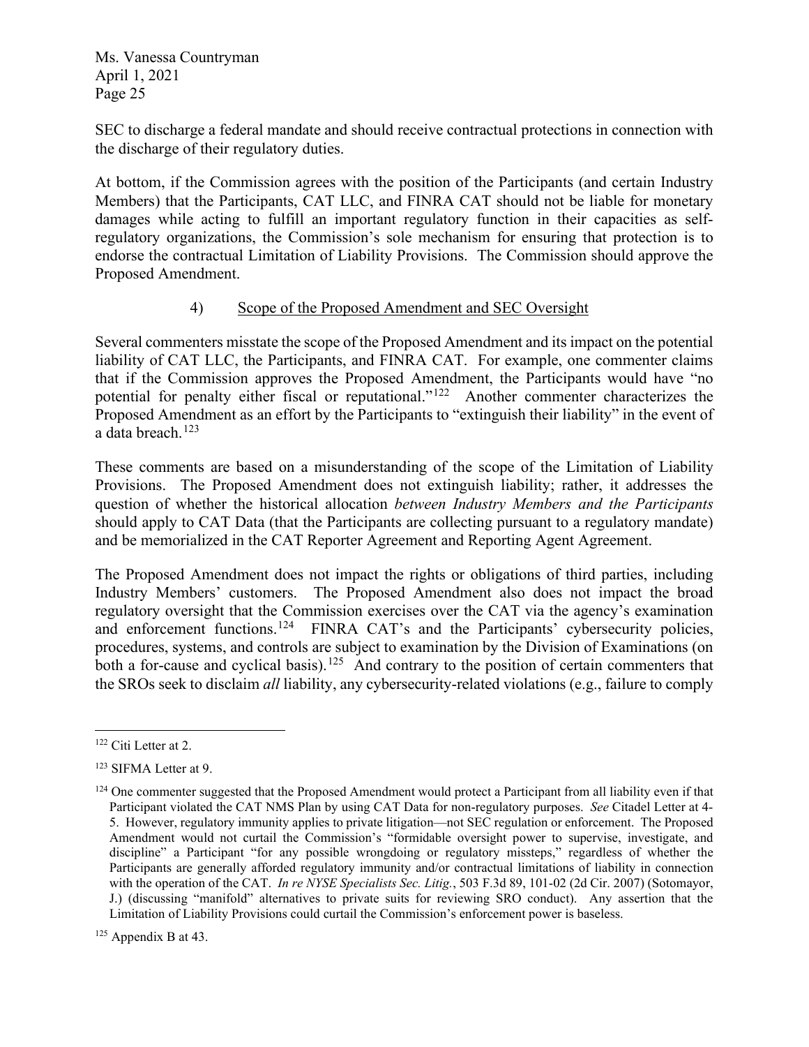SEC to discharge a federal mandate and should receive contractual protections in connection with the discharge of their regulatory duties.

At bottom, if the Commission agrees with the position of the Participants (and certain Industry Members) that the Participants, CAT LLC, and FINRA CAT should not be liable for monetary damages while acting to fulfill an important regulatory function in their capacities as self-regulatory organizations, the Commission's sole mechanism for ensuring that protection is to endorse the contractual Limitation of Liability Provisions. The Commission should approve the Proposed Amendment.

#### 4) Scope of the Proposed Amendment and SEC Oversight

Several commenters misstate the scope of the Proposed Amendment and its impact on the potential liability of CAT LLC, the Participants, and FINRA CAT. For example, one commenter claims that if the Commission approves the Proposed Amendment, the Participants would have "no potential for penalty either fiscal or reputational."[122] Another commenter characterizes the Proposed Amendment as an effort by the Participants to "extinguish their liability" in the event of a data breach.[123]

These comments are based on a misunderstanding of the scope of the Limitation of Liability Provisions. The Proposed Amendment does not extinguish liability; rather, it addresses the question of whether the historical allocation *between Industry Members and the Participants* should apply to CAT Data (that the Participants are collecting pursuant to a regulatory mandate) and be memorialized in the CAT Reporter Agreement and Reporting Agent Agreement.

The Proposed Amendment does not impact the rights or obligations of third parties, including Industry Members' customers. The Proposed Amendment also does not impact the broad regulatory oversight that the Commission exercises over the CAT via the agency's examination and enforcement functions.[124] FINRA CAT's and the Participants' cybersecurity policies, procedures, systems, and controls are subject to examination by the Division of Examinations (on both a for-cause and cyclical basis).[125] And contrary to the position of certain commenters that the SROs seek to disclaim *all* liability, any cybersecurity-related violations (e.g., failure to comply

---

[122] Citi Letter at 2.

[123] SIFMA Letter at 9.

[124] One commenter suggested that the Proposed Amendment would protect a Participant from all liability even if that Participant violated the CAT NMS Plan by using CAT Data for non-regulatory purposes. *See* Citadel Letter at 4-5. However, regulatory immunity applies to private litigation—not SEC regulation or enforcement. The Proposed Amendment would not curtail the Commission's "formidable oversight power to supervise, investigate, and discipline" a Participant "for any possible wrongdoing or regulatory missteps," regardless of whether the Participants are generally afforded regulatory immunity and/or contractual limitations of liability in connection with the operation of the CAT. *In re NYSE Specialists Sec. Litig.*, 503 F.3d 89, 101-02 (2d Cir. 2007) (Sotomayor, J.) (discussing "manifold" alternatives to private suits for reviewing SRO conduct). Any assertion that the Limitation of Liability Provisions could curtail the Commission's enforcement power is baseless.

[125] Appendix B at 43.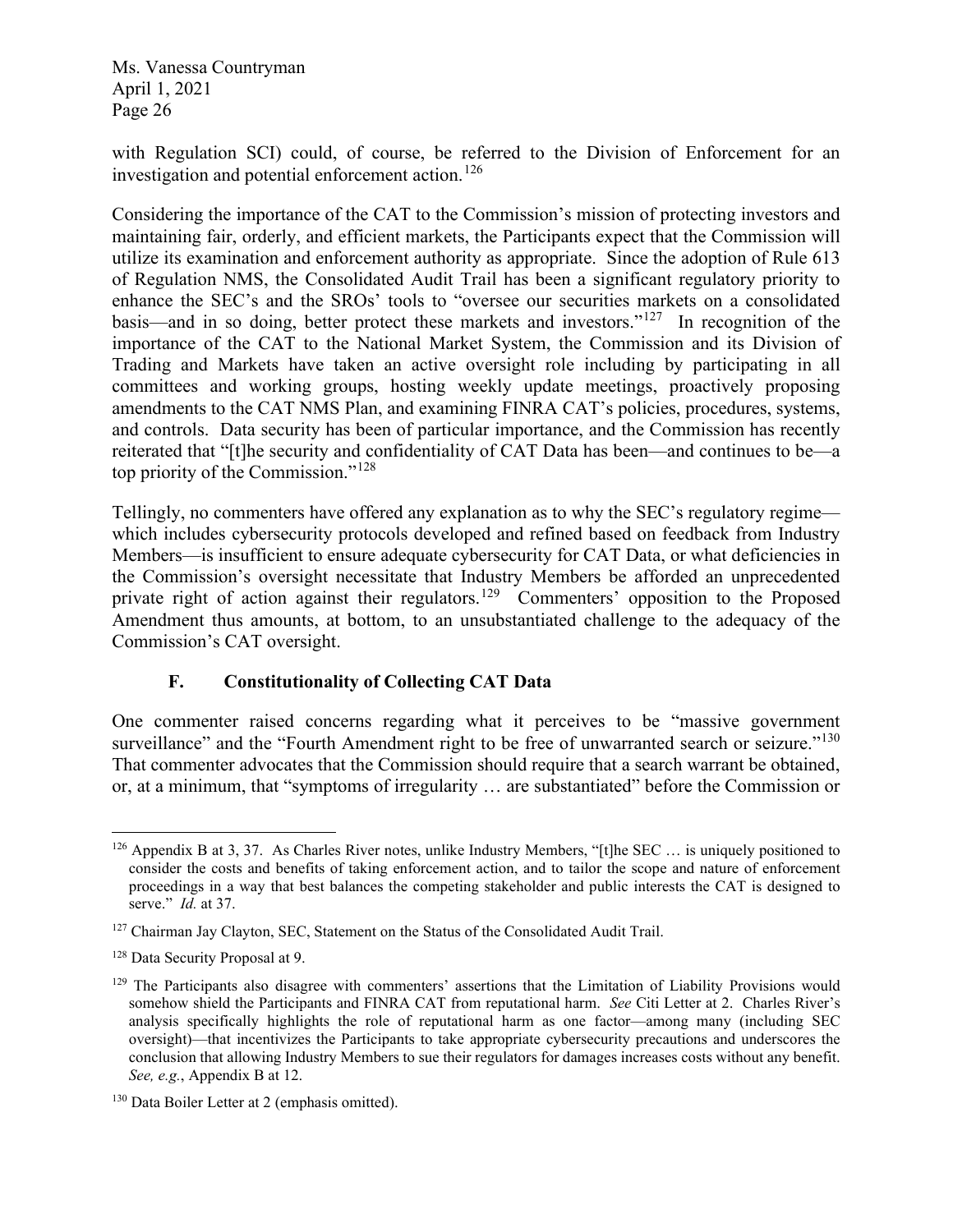with Regulation SCI) could, of course, be referred to the Division of Enforcement for an investigation and potential enforcement action.[126]

Considering the importance of the CAT to the Commission's mission of protecting investors and maintaining fair, orderly, and efficient markets, the Participants expect that the Commission will utilize its examination and enforcement authority as appropriate. Since the adoption of Rule 613 of Regulation NMS, the Consolidated Audit Trail has been a significant regulatory priority to enhance the SEC's and the SROs' tools to "oversee our securities markets on a consolidated basis—and in so doing, better protect these markets and investors."[127] In recognition of the importance of the CAT to the National Market System, the Commission and its Division of Trading and Markets have taken an active oversight role including by participating in all committees and working groups, hosting weekly update meetings, proactively proposing amendments to the CAT NMS Plan, and examining FINRA CAT's policies, procedures, systems, and controls. Data security has been of particular importance, and the Commission has recently reiterated that "[t]he security and confidentiality of CAT Data has been—and continues to be—a top priority of the Commission."[128]

Tellingly, no commenters have offered any explanation as to why the SEC's regulatory regime—which includes cybersecurity protocols developed and refined based on feedback from Industry Members—is insufficient to ensure adequate cybersecurity for CAT Data, or what deficiencies in the Commission's oversight necessitate that Industry Members be afforded an unprecedented private right of action against their regulators.[129] Commenters' opposition to the Proposed Amendment thus amounts, at bottom, to an unsubstantiated challenge to the adequacy of the Commission's CAT oversight.

### F. Constitutionality of Collecting CAT Data

One commenter raised concerns regarding what it perceives to be "massive government surveillance" and the "Fourth Amendment right to be free of unwarranted search or seizure."[130] That commenter advocates that the Commission should require that a search warrant be obtained, or, at a minimum, that "symptoms of irregularity … are substantiated" before the Commission or

---

[126] Appendix B at 3, 37. As Charles River notes, unlike Industry Members, "[t]he SEC … is uniquely positioned to consider the costs and benefits of taking enforcement action, and to tailor the scope and nature of enforcement proceedings in a way that best balances the competing stakeholder and public interests the CAT is designed to serve." *Id.* at 37.

[127] Chairman Jay Clayton, SEC, Statement on the Status of the Consolidated Audit Trail.

[128] Data Security Proposal at 9.

[129] The Participants also disagree with commenters' assertions that the Limitation of Liability Provisions would somehow shield the Participants and FINRA CAT from reputational harm. *See* Citi Letter at 2. Charles River's analysis specifically highlights the role of reputational harm as one factor—among many (including SEC oversight)—that incentivizes the Participants to take appropriate cybersecurity precautions and underscores the conclusion that allowing Industry Members to sue their regulators for damages increases costs without any benefit. *See, e.g.*, Appendix B at 12.

[130] Data Boiler Letter at 2 (emphasis omitted).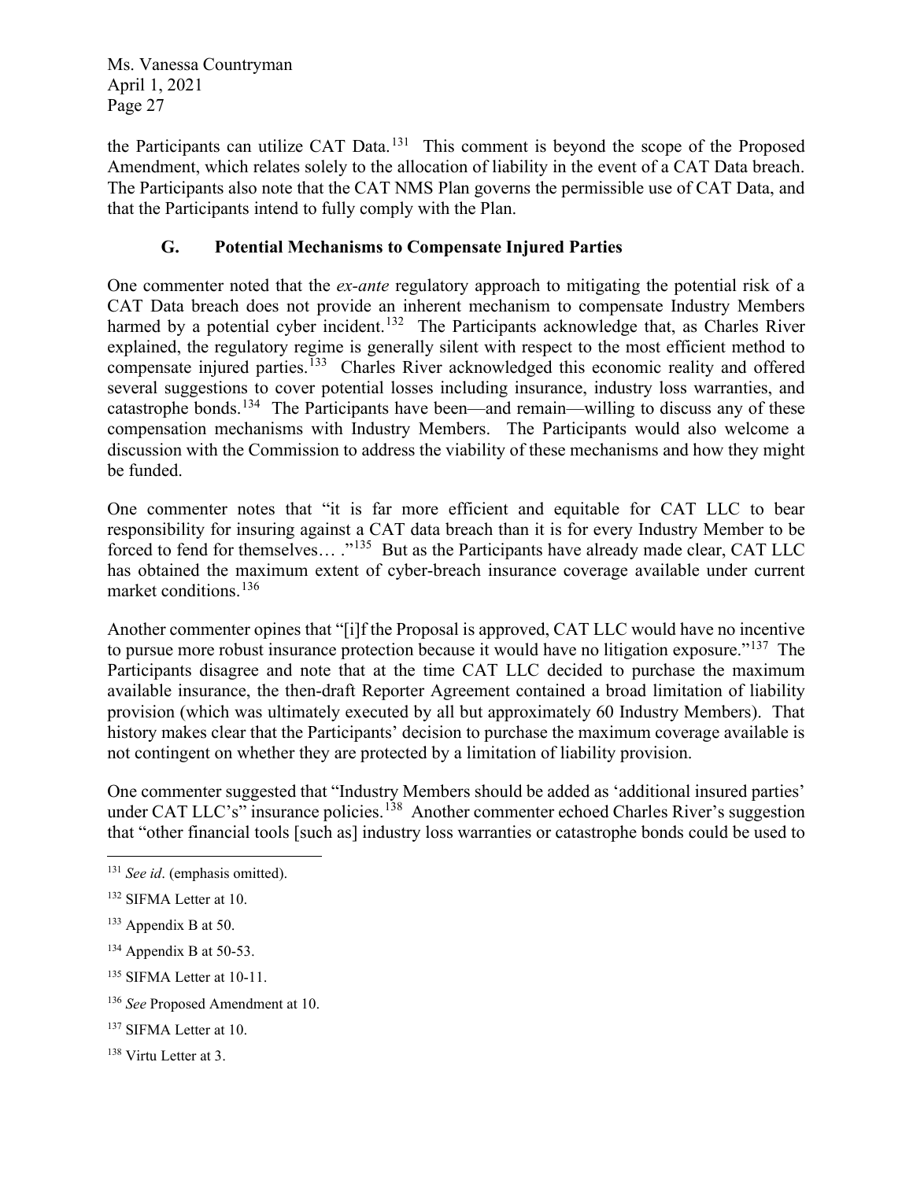the Participants can utilize CAT Data.[131] This comment is beyond the scope of the Proposed Amendment, which relates solely to the allocation of liability in the event of a CAT Data breach. The Participants also note that the CAT NMS Plan governs the permissible use of CAT Data, and that the Participants intend to fully comply with the Plan.

### G. Potential Mechanisms to Compensate Injured Parties

One commenter noted that the *ex-ante* regulatory approach to mitigating the potential risk of a CAT Data breach does not provide an inherent mechanism to compensate Industry Members harmed by a potential cyber incident.[132] The Participants acknowledge that, as Charles River explained, the regulatory regime is generally silent with respect to the most efficient method to compensate injured parties.[133] Charles River acknowledged this economic reality and offered several suggestions to cover potential losses including insurance, industry loss warranties, and catastrophe bonds.[134] The Participants have been—and remain—willing to discuss any of these compensation mechanisms with Industry Members. The Participants would also welcome a discussion with the Commission to address the viability of these mechanisms and how they might be funded.

One commenter notes that "it is far more efficient and equitable for CAT LLC to bear responsibility for insuring against a CAT data breach than it is for every Industry Member to be forced to fend for themselves… ."[135] But as the Participants have already made clear, CAT LLC has obtained the maximum extent of cyber-breach insurance coverage available under current market conditions.[136]

Another commenter opines that "[i]f the Proposal is approved, CAT LLC would have no incentive to pursue more robust insurance protection because it would have no litigation exposure."[137] The Participants disagree and note that at the time CAT LLC decided to purchase the maximum available insurance, the then-draft Reporter Agreement contained a broad limitation of liability provision (which was ultimately executed by all but approximately 60 Industry Members). That history makes clear that the Participants' decision to purchase the maximum coverage available is not contingent on whether they are protected by a limitation of liability provision.

One commenter suggested that "Industry Members should be added as 'additional insured parties' under CAT LLC's" insurance policies.[138] Another commenter echoed Charles River's suggestion that "other financial tools [such as] industry loss warranties or catastrophe bonds could be used to

---

[131] *See id*. (emphasis omitted).

[132] SIFMA Letter at 10.

[133] Appendix B at 50.

[134] Appendix B at 50-53.

[135] SIFMA Letter at 10-11.

[136] *See* Proposed Amendment at 10.

[137] SIFMA Letter at 10.

[138] Virtu Letter at 3.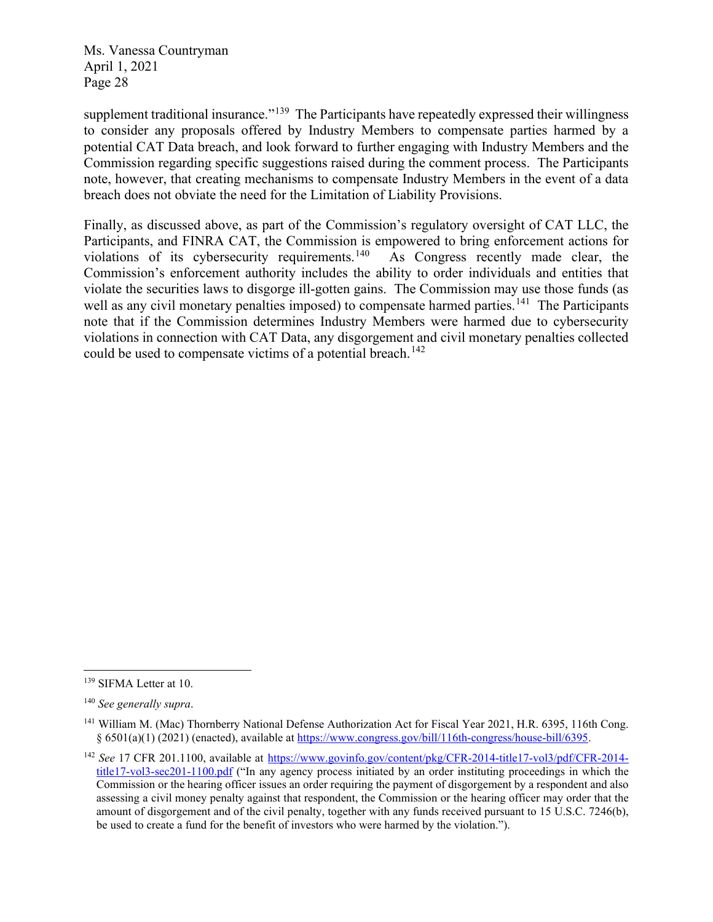supplement traditional insurance."[139] The Participants have repeatedly expressed their willingness to consider any proposals offered by Industry Members to compensate parties harmed by a potential CAT Data breach, and look forward to further engaging with Industry Members and the Commission regarding specific suggestions raised during the comment process. The Participants note, however, that creating mechanisms to compensate Industry Members in the event of a data breach does not obviate the need for the Limitation of Liability Provisions.

Finally, as discussed above, as part of the Commission's regulatory oversight of CAT LLC, the Participants, and FINRA CAT, the Commission is empowered to bring enforcement actions for violations of its cybersecurity requirements.[140] As Congress recently made clear, the Commission's enforcement authority includes the ability to order individuals and entities that violate the securities laws to disgorge ill-gotten gains. The Commission may use those funds (as well as any civil monetary penalties imposed) to compensate harmed parties.[141] The Participants note that if the Commission determines Industry Members were harmed due to cybersecurity violations in connection with CAT Data, any disgorgement and civil monetary penalties collected could be used to compensate victims of a potential breach.[142]

---

[139] SIFMA Letter at 10.

[140] *See generally supra*.

[141] William M. (Mac) Thornberry National Defense Authorization Act for Fiscal Year 2021, H.R. 6395, 116th Cong. § 6501(a)(1) (2021) (enacted), available at https://www.congress.gov/bill/116th-congress/house-bill/6395.

[142] *See* 17 CFR 201.1100, available at https://www.govinfo.gov/content/pkg/CFR-2014-title17-vol3/pdf/CFR-2014-title17-vol3-sec201-1100.pdf ("In any agency process initiated by an order instituting proceedings in which the Commission or the hearing officer issues an order requiring the payment of disgorgement by a respondent and also assessing a civil money penalty against that respondent, the Commission or the hearing officer may order that the amount of disgorgement and of the civil penalty, together with any funds received pursuant to 15 U.S.C. 7246(b), be used to create a fund for the benefit of investors who were harmed by the violation.").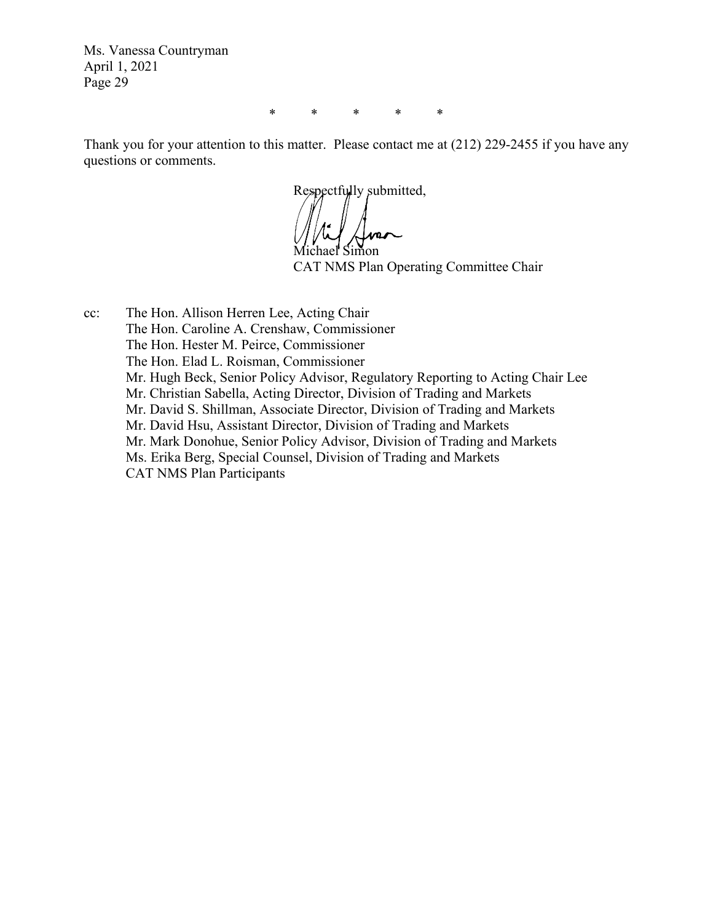Ms. Vanessa Countryman
April 1, 2021
Page 29

\*    \*    \*    \*    \*

Thank you for your attention to this matter. Please contact me at (212) 229-2455 if you have any questions or comments.

Respectfully submitted,

Michael Simon
CAT NMS Plan Operating Committee Chair

cc: The Hon. Allison Herren Lee, Acting Chair
The Hon. Caroline A. Crenshaw, Commissioner
The Hon. Hester M. Peirce, Commissioner
The Hon. Elad L. Roisman, Commissioner
Mr. Hugh Beck, Senior Policy Advisor, Regulatory Reporting to Acting Chair Lee
Mr. Christian Sabella, Acting Director, Division of Trading and Markets
Mr. David S. Shillman, Associate Director, Division of Trading and Markets
Mr. David Hsu, Assistant Director, Division of Trading and Markets
Mr. Mark Donohue, Senior Policy Advisor, Division of Trading and Markets
Ms. Erika Berg, Special Counsel, Division of Trading and Markets
CAT NMS Plan Participants